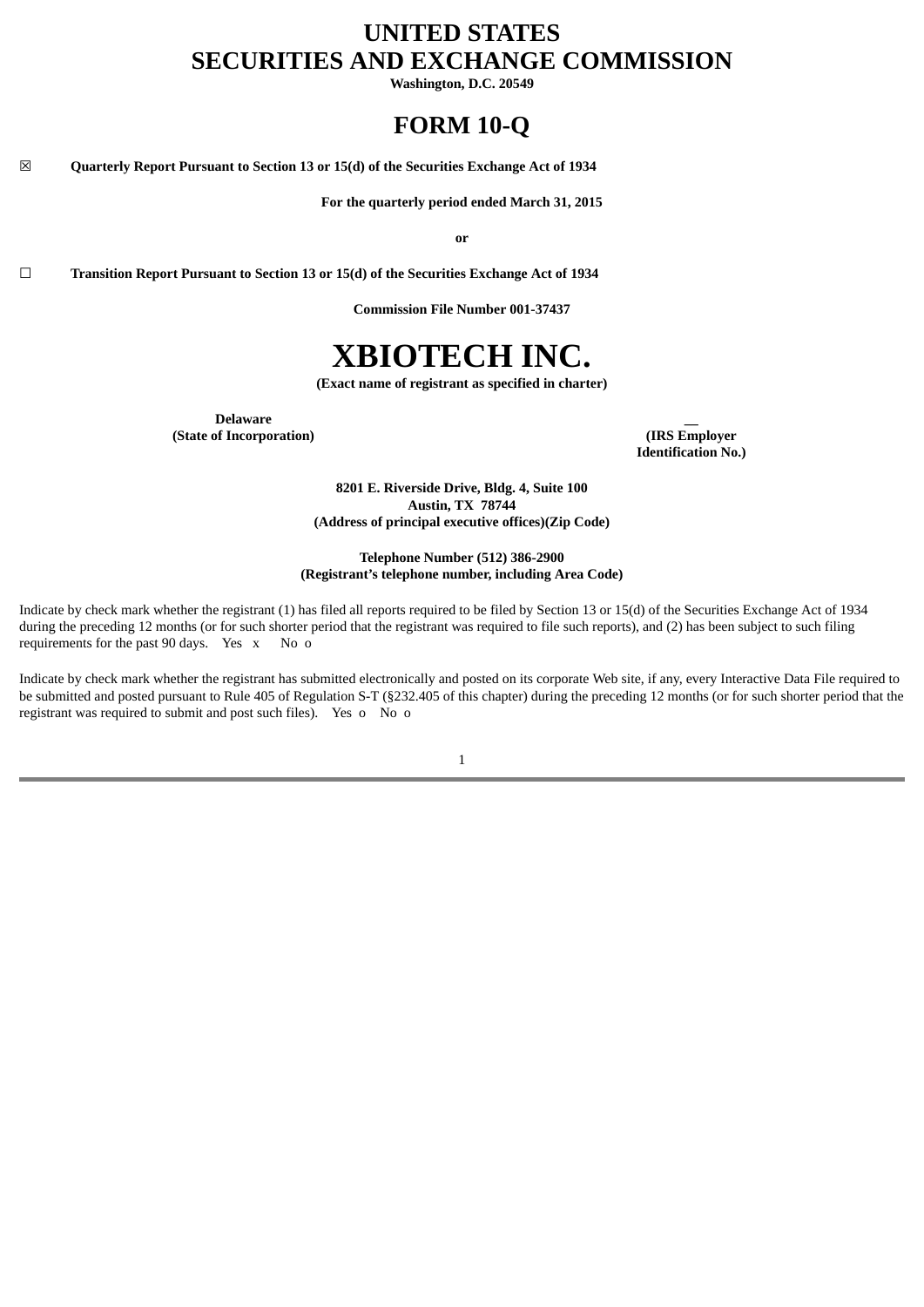# UNITED STATES
# SECURITIES AND EXCHANGE COMMISSION

**Washington, D.C. 20549**

# FORM 10-Q

☒ **Quarterly Report Pursuant to Section 13 or 15(d) of the Securities Exchange Act of 1934**

**For the quarterly period ended March 31, 2015**

**or**

☐ **Transition Report Pursuant to Section 13 or 15(d) of the Securities Exchange Act of 1934**

**Commission File Number 001-37437**

# XBIOTECH INC.

**(Exact name of registrant as specified in charter)**

| **Delaware** | **—** |
|---|---|
| **(State of Incorporation)** | **(IRS Employer Identification No.)** |

**8201 E. Riverside Drive, Bldg. 4, Suite 100**
**Austin, TX 78744**
**(Address of principal executive offices)(Zip Code)**

**Telephone Number (512) 386-2900**
**(Registrant's telephone number, including Area Code)**

Indicate by check mark whether the registrant (1) has filed all reports required to be filed by Section 13 or 15(d) of the Securities Exchange Act of 1934 during the preceding 12 months (or for such shorter period that the registrant was required to file such reports), and (2) has been subject to such filing requirements for the past 90 days. Yes x No o

Indicate by check mark whether the registrant has submitted electronically and posted on its corporate Web site, if any, every Interactive Data File required to be submitted and posted pursuant to Rule 405 of Regulation S-T (§232.405 of this chapter) during the preceding 12 months (or for such shorter period that the registrant was required to submit and post such files). Yes o No o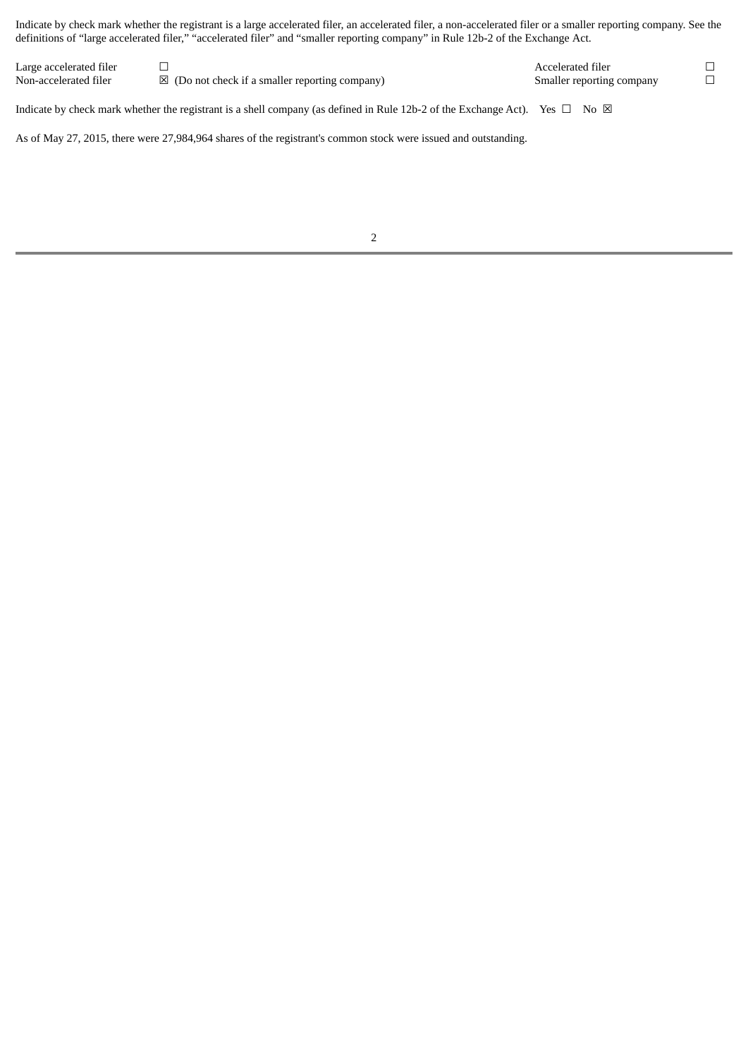Indicate by check mark whether the registrant is a large accelerated filer, an accelerated filer, a non-accelerated filer or a smaller reporting company. See the definitions of "large accelerated filer," "accelerated filer" and "smaller reporting company" in Rule 12b-2 of the Exchange Act.

| | | | |
|---|---|---|---|
| Large accelerated filer | ☐ | Accelerated filer | ☐ |
| Non-accelerated filer | ☒ (Do not check if a smaller reporting company) | Smaller reporting company | ☐ |

Indicate by check mark whether the registrant is a shell company (as defined in Rule 12b-2 of the Exchange Act). Yes ☐ No ☒

As of May 27, 2015, there were 27,984,964 shares of the registrant's common stock were issued and outstanding.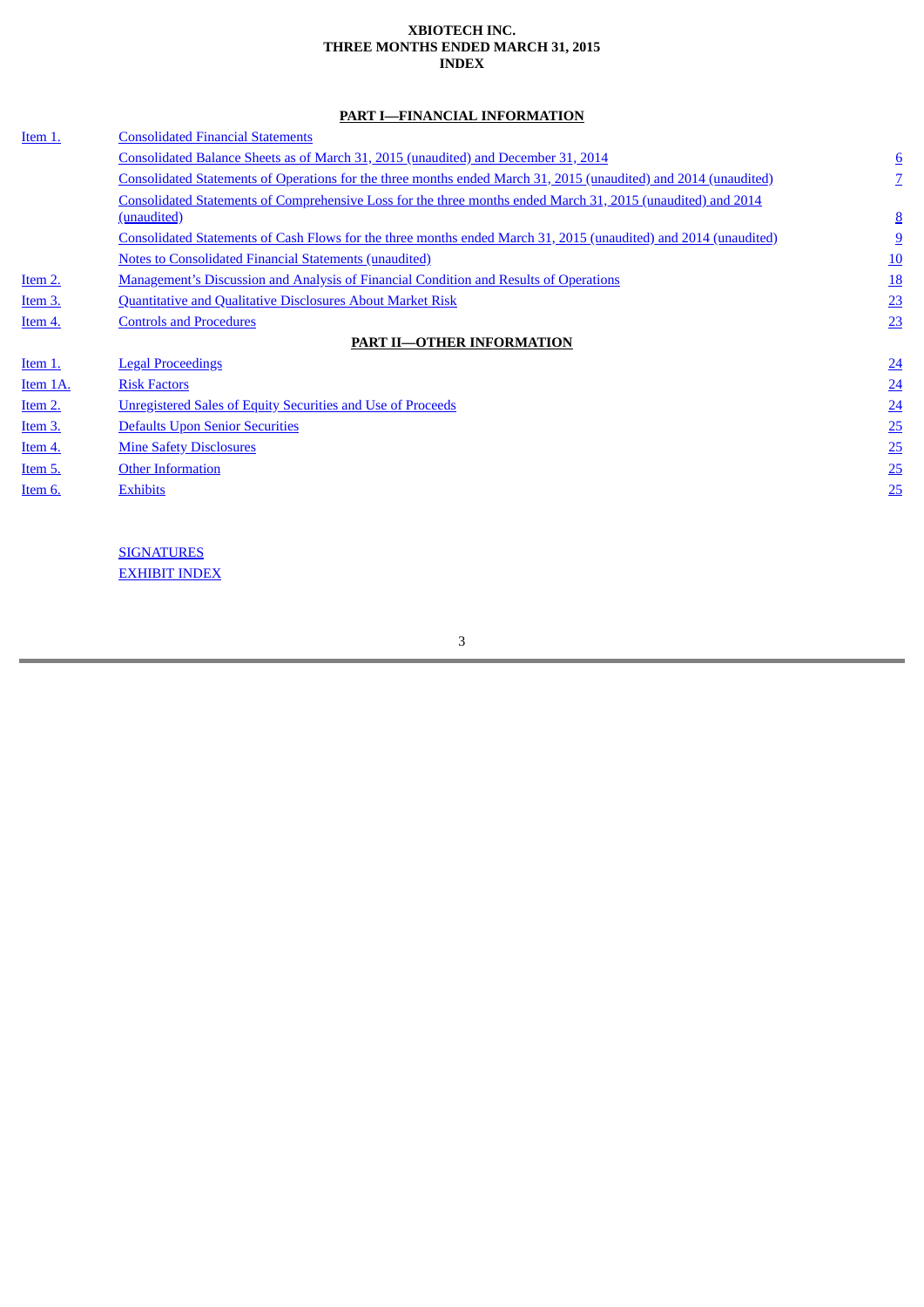**XBIOTECH INC.**
**THREE MONTHS ENDED MARCH 31, 2015**
**INDEX**

## PART I—FINANCIAL INFORMATION

| | | |
|---|---|---|
| Item 1. | Consolidated Financial Statements | |
| | Consolidated Balance Sheets as of March 31, 2015 (unaudited) and December 31, 2014 | 6 |
| | Consolidated Statements of Operations for the three months ended March 31, 2015 (unaudited) and 2014 (unaudited) | 7 |
| | Consolidated Statements of Comprehensive Loss for the three months ended March 31, 2015 (unaudited) and 2014 (unaudited) | 8 |
| | Consolidated Statements of Cash Flows for the three months ended March 31, 2015 (unaudited) and 2014 (unaudited) | 9 |
| | Notes to Consolidated Financial Statements (unaudited) | 10 |
| Item 2. | Management's Discussion and Analysis of Financial Condition and Results of Operations | 18 |
| Item 3. | Quantitative and Qualitative Disclosures About Market Risk | 23 |
| Item 4. | Controls and Procedures | 23 |

## PART II—OTHER INFORMATION

| | | |
|---|---|---|
| Item 1. | Legal Proceedings | 24 |
| Item 1A. | Risk Factors | 24 |
| Item 2. | Unregistered Sales of Equity Securities and Use of Proceeds | 24 |
| Item 3. | Defaults Upon Senior Securities | 25 |
| Item 4. | Mine Safety Disclosures | 25 |
| Item 5. | Other Information | 25 |
| Item 6. | Exhibits | 25 |

SIGNATURES
EXHIBIT INDEX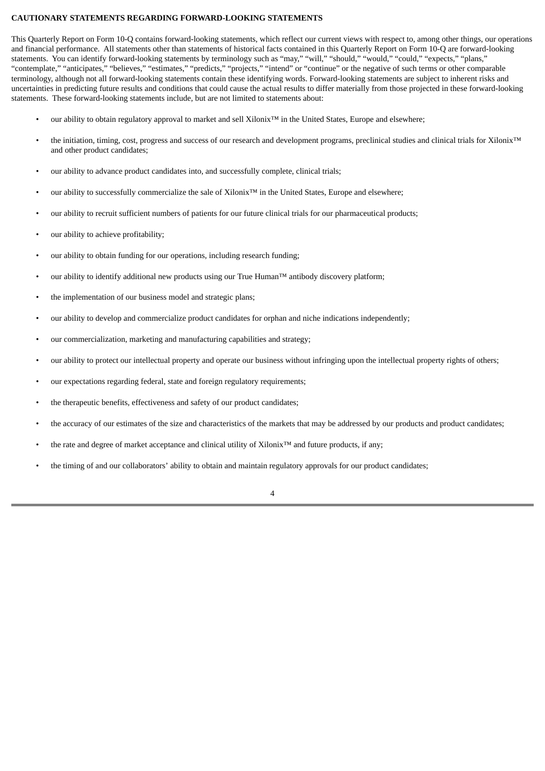**CAUTIONARY STATEMENTS REGARDING FORWARD-LOOKING STATEMENTS**

This Quarterly Report on Form 10-Q contains forward-looking statements, which reflect our current views with respect to, among other things, our operations and financial performance. All statements other than statements of historical facts contained in this Quarterly Report on Form 10-Q are forward-looking statements. You can identify forward-looking statements by terminology such as "may," "will," "should," "would," "could," "expects," "plans," "contemplate," "anticipates," "believes," "estimates," "predicts," "projects," "intend" or "continue" or the negative of such terms or other comparable terminology, although not all forward-looking statements contain these identifying words. Forward-looking statements are subject to inherent risks and uncertainties in predicting future results and conditions that could cause the actual results to differ materially from those projected in these forward-looking statements. These forward-looking statements include, but are not limited to statements about:

- our ability to obtain regulatory approval to market and sell Xilonix™ in the United States, Europe and elsewhere;
- the initiation, timing, cost, progress and success of our research and development programs, preclinical studies and clinical trials for Xilonix™ and other product candidates;
- our ability to advance product candidates into, and successfully complete, clinical trials;
- our ability to successfully commercialize the sale of Xilonix™ in the United States, Europe and elsewhere;
- our ability to recruit sufficient numbers of patients for our future clinical trials for our pharmaceutical products;
- our ability to achieve profitability;
- our ability to obtain funding for our operations, including research funding;
- our ability to identify additional new products using our True Human™ antibody discovery platform;
- the implementation of our business model and strategic plans;
- our ability to develop and commercialize product candidates for orphan and niche indications independently;
- our commercialization, marketing and manufacturing capabilities and strategy;
- our ability to protect our intellectual property and operate our business without infringing upon the intellectual property rights of others;
- our expectations regarding federal, state and foreign regulatory requirements;
- the therapeutic benefits, effectiveness and safety of our product candidates;
- the accuracy of our estimates of the size and characteristics of the markets that may be addressed by our products and product candidates;
- the rate and degree of market acceptance and clinical utility of Xilonix™ and future products, if any;
- the timing of and our collaborators' ability to obtain and maintain regulatory approvals for our product candidates;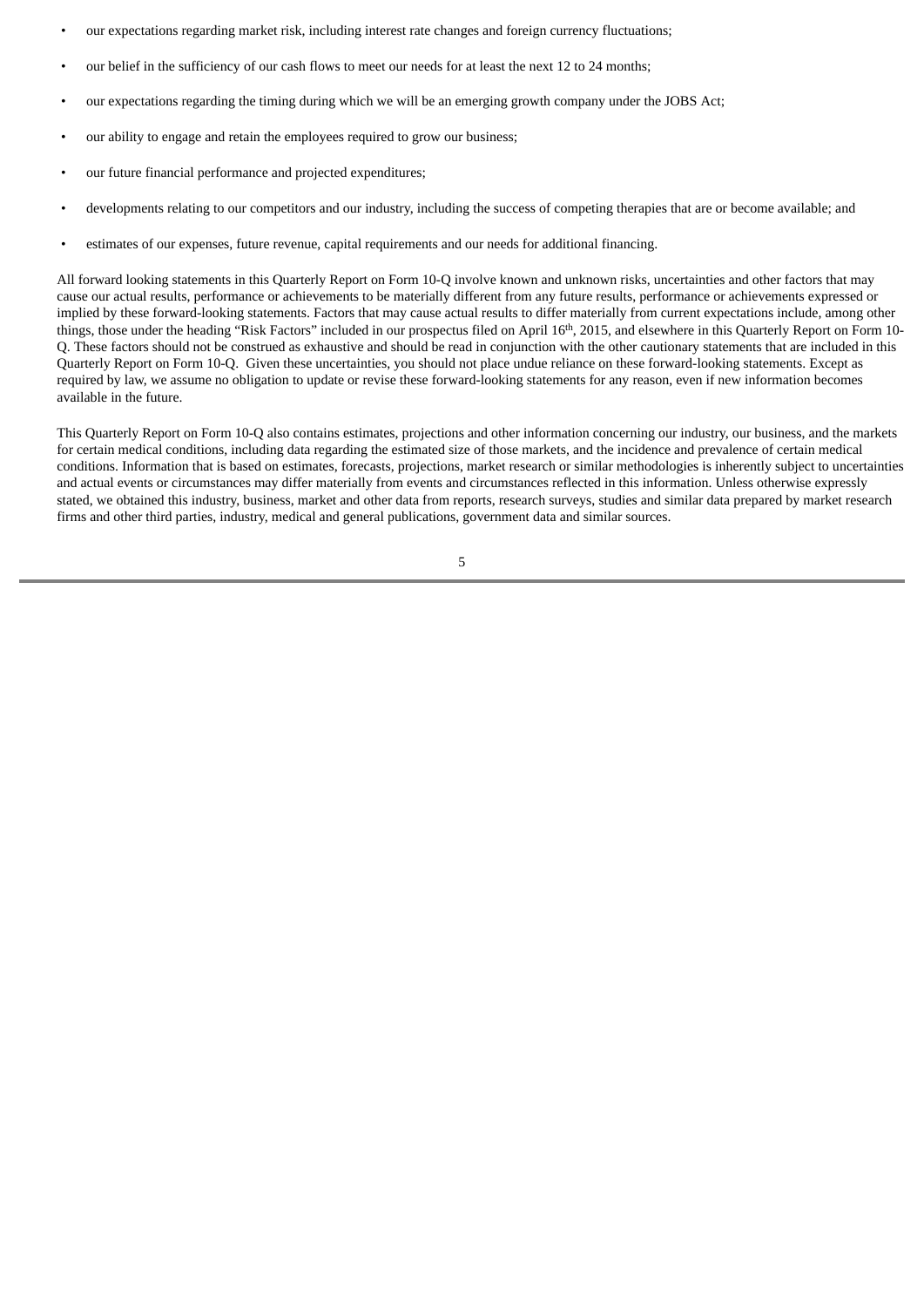- our expectations regarding market risk, including interest rate changes and foreign currency fluctuations;
- our belief in the sufficiency of our cash flows to meet our needs for at least the next 12 to 24 months;
- our expectations regarding the timing during which we will be an emerging growth company under the JOBS Act;
- our ability to engage and retain the employees required to grow our business;
- our future financial performance and projected expenditures;
- developments relating to our competitors and our industry, including the success of competing therapies that are or become available; and
- estimates of our expenses, future revenue, capital requirements and our needs for additional financing.

All forward looking statements in this Quarterly Report on Form 10-Q involve known and unknown risks, uncertainties and other factors that may cause our actual results, performance or achievements to be materially different from any future results, performance or achievements expressed or implied by these forward-looking statements. Factors that may cause actual results to differ materially from current expectations include, among other things, those under the heading "Risk Factors" included in our prospectus filed on April 16th, 2015, and elsewhere in this Quarterly Report on Form 10-Q. These factors should not be construed as exhaustive and should be read in conjunction with the other cautionary statements that are included in this Quarterly Report on Form 10-Q. Given these uncertainties, you should not place undue reliance on these forward-looking statements. Except as required by law, we assume no obligation to update or revise these forward-looking statements for any reason, even if new information becomes available in the future.

This Quarterly Report on Form 10-Q also contains estimates, projections and other information concerning our industry, our business, and the markets for certain medical conditions, including data regarding the estimated size of those markets, and the incidence and prevalence of certain medical conditions. Information that is based on estimates, forecasts, projections, market research or similar methodologies is inherently subject to uncertainties and actual events or circumstances may differ materially from events and circumstances reflected in this information. Unless otherwise expressly stated, we obtained this industry, business, market and other data from reports, research surveys, studies and similar data prepared by market research firms and other third parties, industry, medical and general publications, government data and similar sources.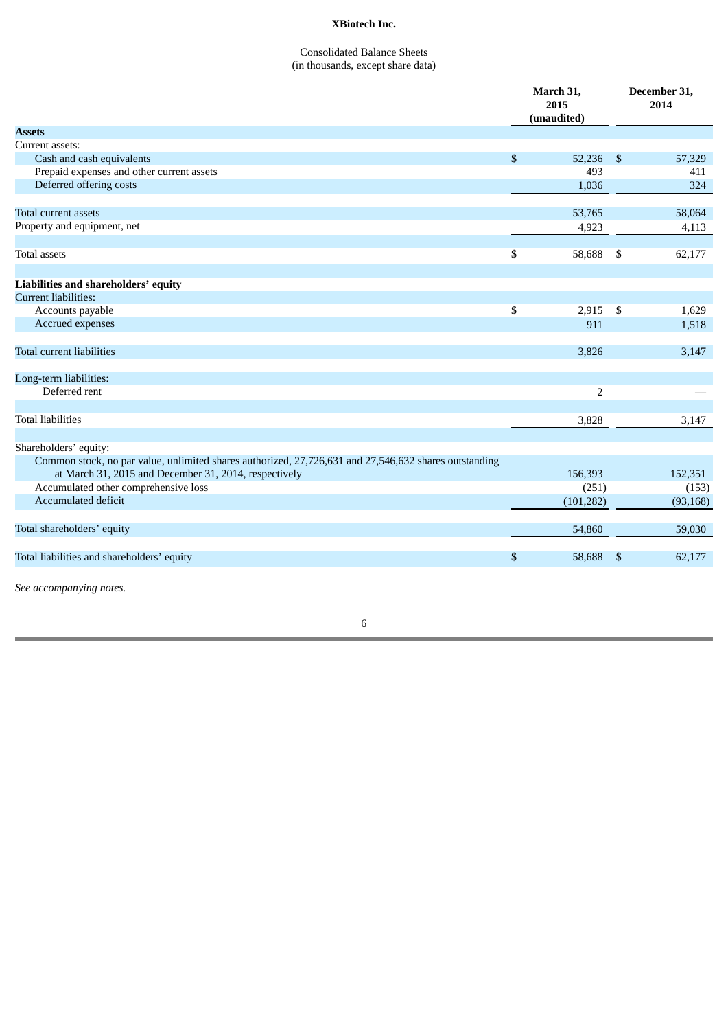**XBiotech Inc.**

Consolidated Balance Sheets
(in thousands, except share data)

| | March 31, 2015 (unaudited) | December 31, 2014 |
|---|---|---|
| **Assets** | | |
| Current assets: | | |
| Cash and cash equivalents | $ 52,236 | $ 57,329 |
| Prepaid expenses and other current assets | 493 | 411 |
| Deferred offering costs | 1,036 | 324 |
| Total current assets | 53,765 | 58,064 |
| Property and equipment, net | 4,923 | 4,113 |
| Total assets | $ 58,688 | $ 62,177 |
| **Liabilities and shareholders' equity** | | |
| Current liabilities: | | |
| Accounts payable | $ 2,915 | $ 1,629 |
| Accrued expenses | 911 | 1,518 |
| Total current liabilities | 3,826 | 3,147 |
| Long-term liabilities: | | |
| Deferred rent | 2 | — |
| Total liabilities | 3,828 | 3,147 |
| Shareholders' equity: | | |
| Common stock, no par value, unlimited shares authorized, 27,726,631 and 27,546,632 shares outstanding at March 31, 2015 and December 31, 2014, respectively | 156,393 | 152,351 |
| Accumulated other comprehensive loss | (251) | (153) |
| Accumulated deficit | (101,282) | (93,168) |
| Total shareholders' equity | 54,860 | 59,030 |
| Total liabilities and shareholders' equity | $ 58,688 | $ 62,177 |

*See accompanying notes.*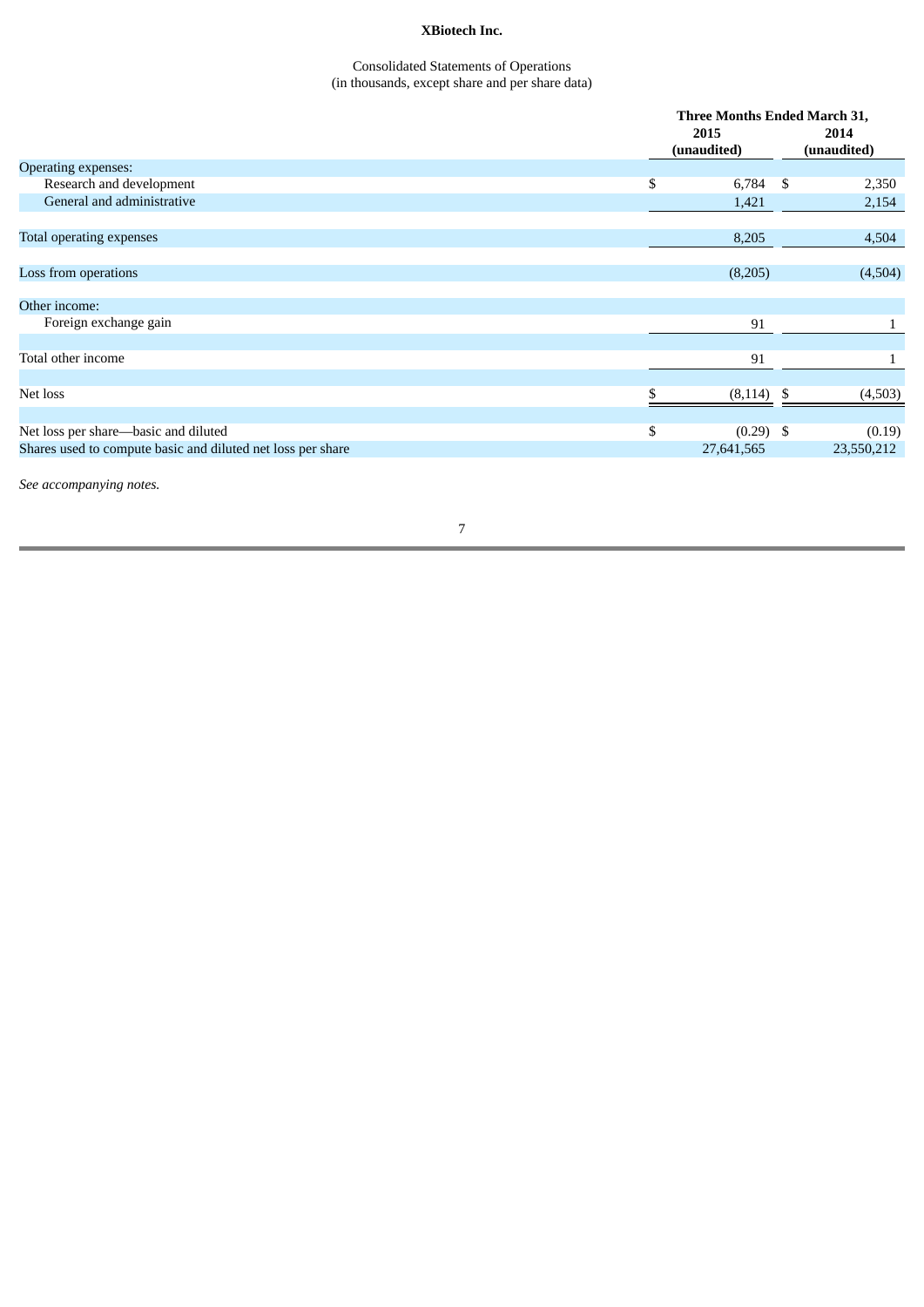**XBiotech Inc.**

Consolidated Statements of Operations
(in thousands, except share and per share data)

| | Three Months Ended March 31, | |
|---|---|---|
| | **2015 (unaudited)** | **2014 (unaudited)** |
| Operating expenses: | | |
| Research and development | $ 6,784 | $ 2,350 |
| General and administrative | 1,421 | 2,154 |
| Total operating expenses | 8,205 | 4,504 |
| Loss from operations | (8,205) | (4,504) |
| Other income: | | |
| Foreign exchange gain | 91 | 1 |
| Total other income | 91 | 1 |
| Net loss | $ (8,114) | $ (4,503) |
| Net loss per share—basic and diluted | $ (0.29) | $ (0.19) |
| Shares used to compute basic and diluted net loss per share | 27,641,565 | 23,550,212 |

*See accompanying notes.*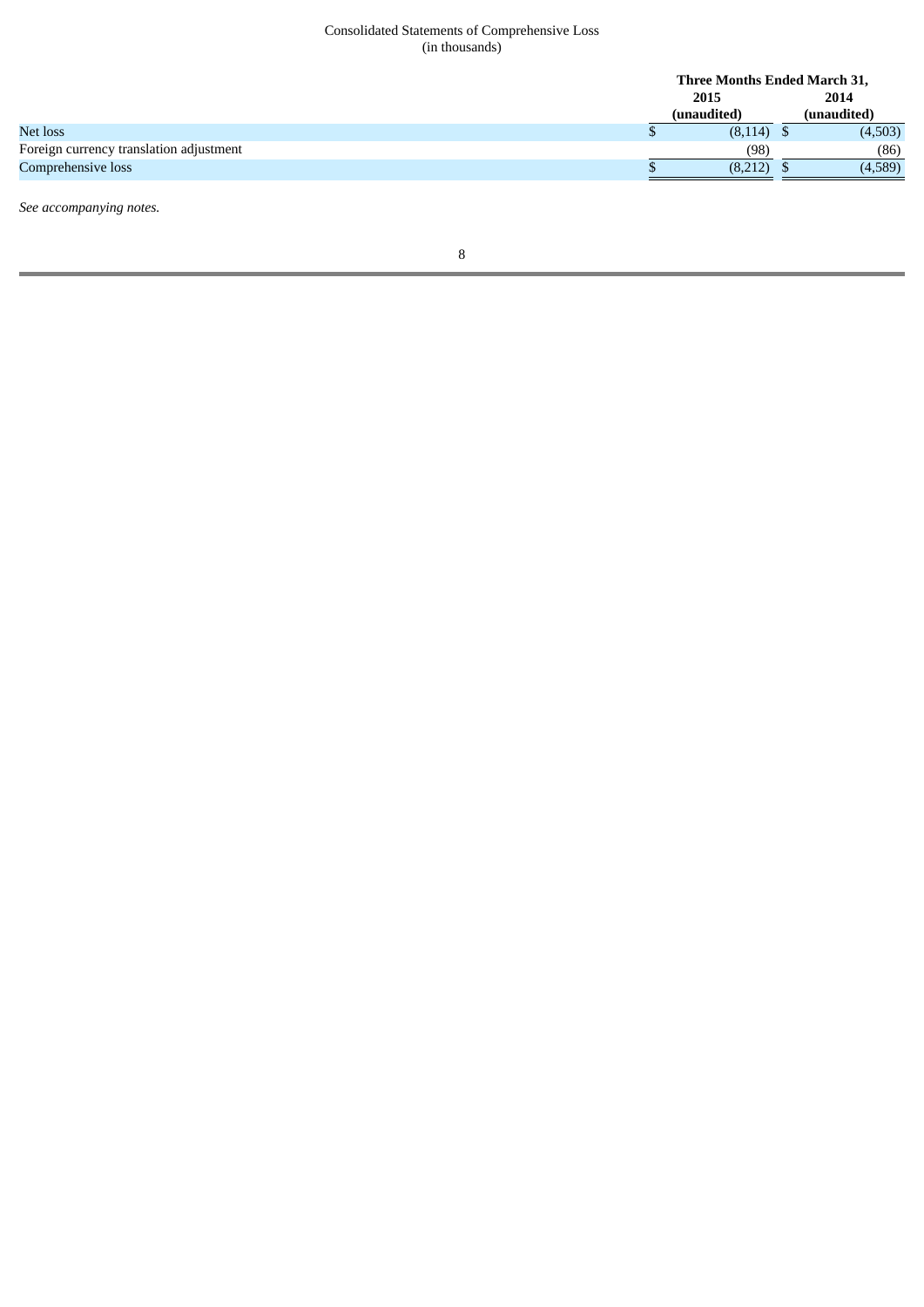Consolidated Statements of Comprehensive Loss
(in thousands)

| | Three Months Ended March 31, | |
|---|---|---|
| | **2015** | **2014** |
| | **(unaudited)** | **(unaudited)** |
| Net loss | $ (8,114) | $ (4,503) |
| Foreign currency translation adjustment | (98) | (86) |
| Comprehensive loss | $ (8,212) | $ (4,589) |

*See accompanying notes.*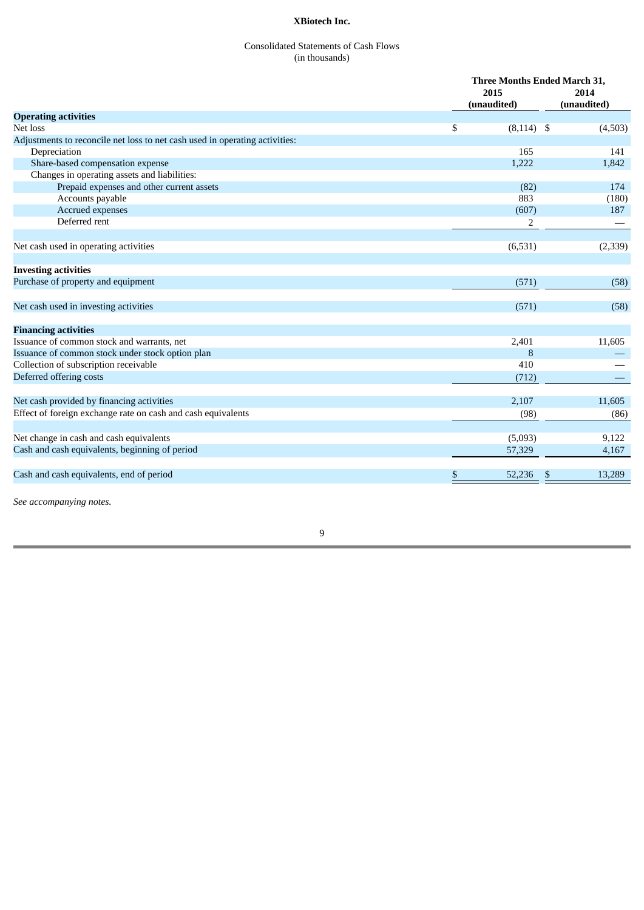**XBiotech Inc.**

Consolidated Statements of Cash Flows
(in thousands)

| | Three Months Ended March 31, | |
|---|---|---|
| | 2015 (unaudited) | 2014 (unaudited) |
| **Operating activities** | | |
| Net loss | $ (8,114) | $ (4,503) |
| Adjustments to reconcile net loss to net cash used in operating activities: | | |
| Depreciation | 165 | 141 |
| Share-based compensation expense | 1,222 | 1,842 |
| Changes in operating assets and liabilities: | | |
| Prepaid expenses and other current assets | (82) | 174 |
| Accounts payable | 883 | (180) |
| Accrued expenses | (607) | 187 |
| Deferred rent | 2 | — |
| Net cash used in operating activities | (6,531) | (2,339) |
| **Investing activities** | | |
| Purchase of property and equipment | (571) | (58) |
| Net cash used in investing activities | (571) | (58) |
| **Financing activities** | | |
| Issuance of common stock and warrants, net | 2,401 | 11,605 |
| Issuance of common stock under stock option plan | 8 | — |
| Collection of subscription receivable | 410 | — |
| Deferred offering costs | (712) | — |
| Net cash provided by financing activities | 2,107 | 11,605 |
| Effect of foreign exchange rate on cash and cash equivalents | (98) | (86) |
| Net change in cash and cash equivalents | (5,093) | 9,122 |
| Cash and cash equivalents, beginning of period | 57,329 | 4,167 |
| Cash and cash equivalents, end of period | $ 52,236 | $ 13,289 |

*See accompanying notes.*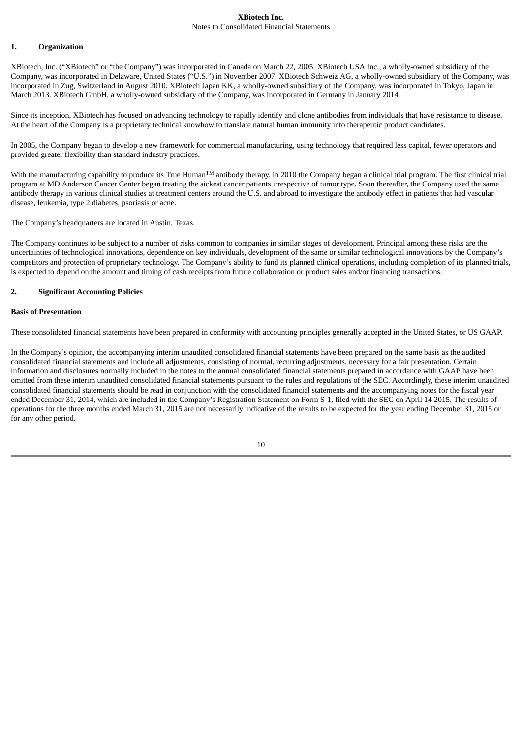## 1. Organization

XBiotech, Inc. ("XBiotech" or "the Company") was incorporated in Canada on March 22, 2005. XBiotech USA Inc., a wholly-owned subsidiary of the Company, was incorporated in Delaware, United States ("U.S.") in November 2007. XBiotech Schweiz AG, a wholly-owned subsidiary of the Company, was incorporated in Zug, Switzerland in August 2010. XBiotech Japan KK, a wholly-owned subsidiary of the Company, was incorporated in Tokyo, Japan in March 2013. XBiotech GmbH, a wholly-owned subsidiary of the Company, was incorporated in Germany in January 2014.

Since its inception, XBiotech has focused on advancing technology to rapidly identify and clone antibodies from individuals that have resistance to disease. At the heart of the Company is a proprietary technical knowhow to translate natural human immunity into therapeutic product candidates.

In 2005, the Company began to develop a new framework for commercial manufacturing, using technology that required less capital, fewer operators and provided greater flexibility than standard industry practices.

With the manufacturing capability to produce its True Human™ antibody therapy, in 2010 the Company began a clinical trial program. The first clinical trial program at MD Anderson Cancer Center began treating the sickest cancer patients irrespective of tumor type. Soon thereafter, the Company used the same antibody therapy in various clinical studies at treatment centers around the U.S. and abroad to investigate the antibody effect in patients that had vascular disease, leukemia, type 2 diabetes, psoriasis or acne.

The Company's headquarters are located in Austin, Texas.

The Company continues to be subject to a number of risks common to companies in similar stages of development. Principal among these risks are the uncertainties of technological innovations, dependence on key individuals, development of the same or similar technological innovations by the Company's competitors and protection of proprietary technology. The Company's ability to fund its planned clinical operations, including completion of its planned trials, is expected to depend on the amount and timing of cash receipts from future collaboration or product sales and/or financing transactions.

## 2. Significant Accounting Policies

### Basis of Presentation

These consolidated financial statements have been prepared in conformity with accounting principles generally accepted in the United States, or US GAAP.

In the Company's opinion, the accompanying interim unaudited consolidated financial statements have been prepared on the same basis as the audited consolidated financial statements and include all adjustments, consisting of normal, recurring adjustments, necessary for a fair presentation. Certain information and disclosures normally included in the notes to the annual consolidated financial statements prepared in accordance with GAAP have been omitted from these interim unaudited consolidated financial statements pursuant to the rules and regulations of the SEC. Accordingly, these interim unaudited consolidated financial statements should be read in conjunction with the consolidated financial statements and the accompanying notes for the fiscal year ended December 31, 2014, which are included in the Company's Registration Statement on Form S-1, filed with the SEC on April 14 2015. The results of operations for the three months ended March 31, 2015 are not necessarily indicative of the results to be expected for the year ending December 31, 2015 or for any other period.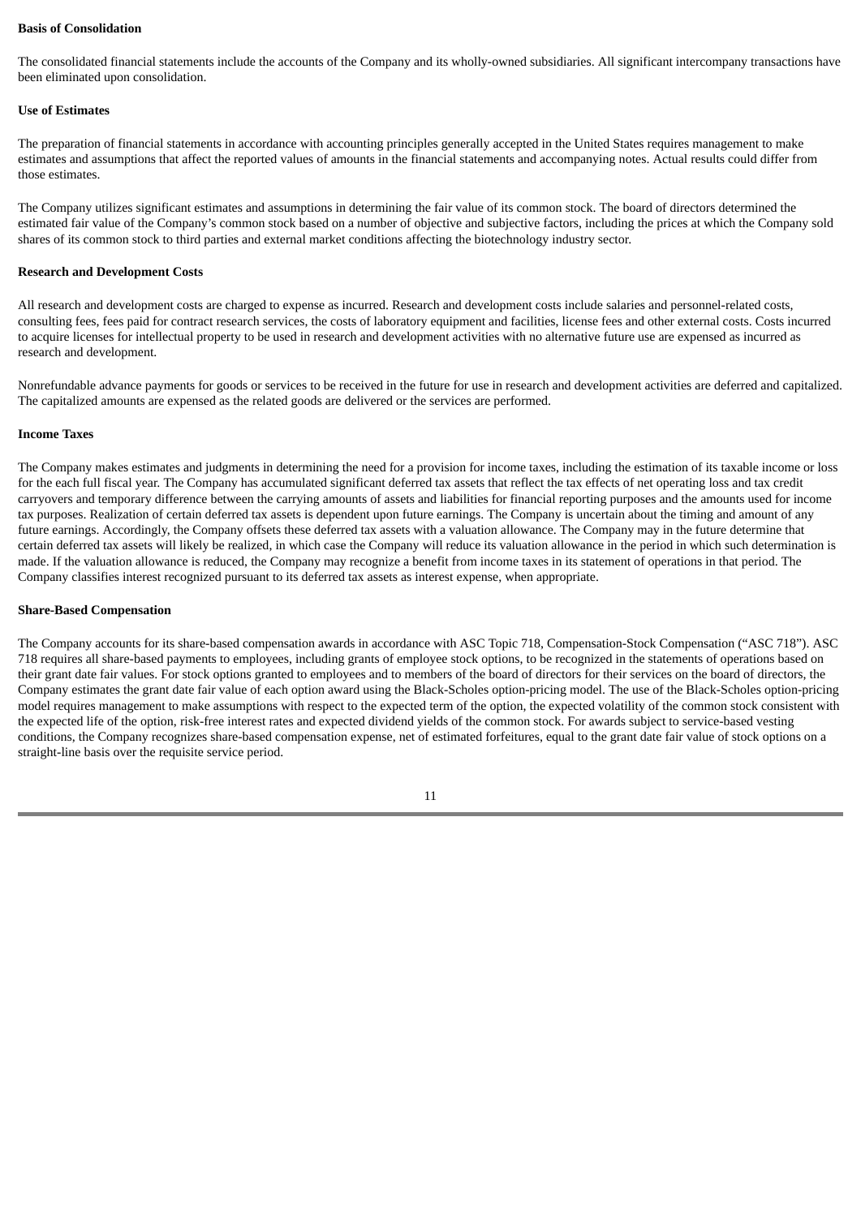**Basis of Consolidation**

The consolidated financial statements include the accounts of the Company and its wholly-owned subsidiaries. All significant intercompany transactions have been eliminated upon consolidation.

**Use of Estimates**

The preparation of financial statements in accordance with accounting principles generally accepted in the United States requires management to make estimates and assumptions that affect the reported values of amounts in the financial statements and accompanying notes. Actual results could differ from those estimates.

The Company utilizes significant estimates and assumptions in determining the fair value of its common stock. The board of directors determined the estimated fair value of the Company's common stock based on a number of objective and subjective factors, including the prices at which the Company sold shares of its common stock to third parties and external market conditions affecting the biotechnology industry sector.

**Research and Development Costs**

All research and development costs are charged to expense as incurred. Research and development costs include salaries and personnel-related costs, consulting fees, fees paid for contract research services, the costs of laboratory equipment and facilities, license fees and other external costs. Costs incurred to acquire licenses for intellectual property to be used in research and development activities with no alternative future use are expensed as incurred as research and development.

Nonrefundable advance payments for goods or services to be received in the future for use in research and development activities are deferred and capitalized. The capitalized amounts are expensed as the related goods are delivered or the services are performed.

**Income Taxes**

The Company makes estimates and judgments in determining the need for a provision for income taxes, including the estimation of its taxable income or loss for the each full fiscal year. The Company has accumulated significant deferred tax assets that reflect the tax effects of net operating loss and tax credit carryovers and temporary difference between the carrying amounts of assets and liabilities for financial reporting purposes and the amounts used for income tax purposes. Realization of certain deferred tax assets is dependent upon future earnings. The Company is uncertain about the timing and amount of any future earnings. Accordingly, the Company offsets these deferred tax assets with a valuation allowance. The Company may in the future determine that certain deferred tax assets will likely be realized, in which case the Company will reduce its valuation allowance in the period in which such determination is made. If the valuation allowance is reduced, the Company may recognize a benefit from income taxes in its statement of operations in that period. The Company classifies interest recognized pursuant to its deferred tax assets as interest expense, when appropriate.

**Share-Based Compensation**

The Company accounts for its share-based compensation awards in accordance with ASC Topic 718, Compensation-Stock Compensation ("ASC 718"). ASC 718 requires all share-based payments to employees, including grants of employee stock options, to be recognized in the statements of operations based on their grant date fair values. For stock options granted to employees and to members of the board of directors for their services on the board of directors, the Company estimates the grant date fair value of each option award using the Black-Scholes option-pricing model. The use of the Black-Scholes option-pricing model requires management to make assumptions with respect to the expected term of the option, the expected volatility of the common stock consistent with the expected life of the option, risk-free interest rates and expected dividend yields of the common stock. For awards subject to service-based vesting conditions, the Company recognizes share-based compensation expense, net of estimated forfeitures, equal to the grant date fair value of stock options on a straight-line basis over the requisite service period.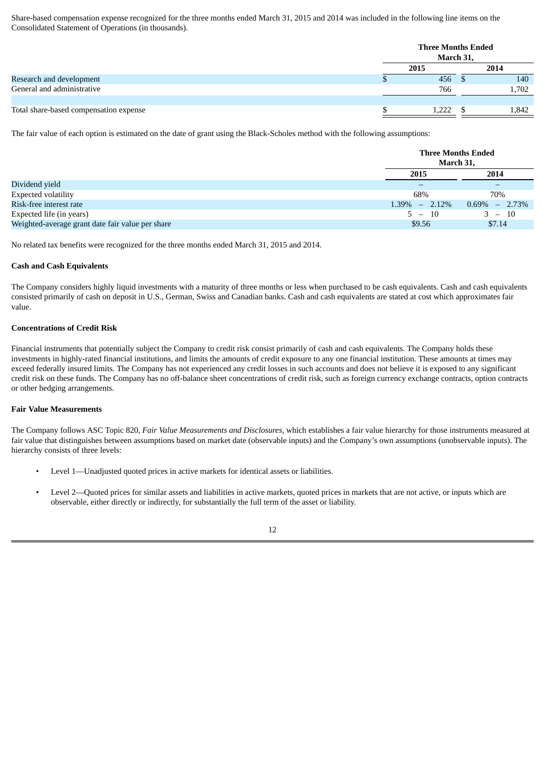Share-based compensation expense recognized for the three months ended March 31, 2015 and 2014 was included in the following line items on the Consolidated Statement of Operations (in thousands).

| | Three Months Ended March 31, | |
|---|---|---|
| | 2015 | 2014 |
| Research and development | $ 456 | $ 140 |
| General and administrative | 766 | 1,702 |
| Total share-based compensation expense | $ 1,222 | $ 1,842 |

The fair value of each option is estimated on the date of grant using the Black-Scholes method with the following assumptions:

| | Three Months Ended March 31, | |
|---|---|---|
| | 2015 | 2014 |
| Dividend yield | – | – |
| Expected volatility | 68% | 70% |
| Risk-free interest rate | 1.39% – 2.12% | 0.69% – 2.73% |
| Expected life (in years) | 5 – 10 | 3 – 10 |
| Weighted-average grant date fair value per share | $9.56 | $7.14 |

No related tax benefits were recognized for the three months ended March 31, 2015 and 2014.

**Cash and Cash Equivalents**

The Company considers highly liquid investments with a maturity of three months or less when purchased to be cash equivalents. Cash and cash equivalents consisted primarily of cash on deposit in U.S., German, Swiss and Canadian banks. Cash and cash equivalents are stated at cost which approximates fair value.

**Concentrations of Credit Risk**

Financial instruments that potentially subject the Company to credit risk consist primarily of cash and cash equivalents. The Company holds these investments in highly-rated financial institutions, and limits the amounts of credit exposure to any one financial institution. These amounts at times may exceed federally insured limits. The Company has not experienced any credit losses in such accounts and does not believe it is exposed to any significant credit risk on these funds. The Company has no off-balance sheet concentrations of credit risk, such as foreign currency exchange contracts, option contracts or other hedging arrangements.

**Fair Value Measurements**

The Company follows ASC Topic 820, *Fair Value Measurements and Disclosures*, which establishes a fair value hierarchy for those instruments measured at fair value that distinguishes between assumptions based on market date (observable inputs) and the Company's own assumptions (unobservable inputs). The hierarchy consists of three levels:

- Level 1—Unadjusted quoted prices in active markets for identical assets or liabilities.
- Level 2—Quoted prices for similar assets and liabilities in active markets, quoted prices in markets that are not active, or inputs which are observable, either directly or indirectly, for substantially the full term of the asset or liability.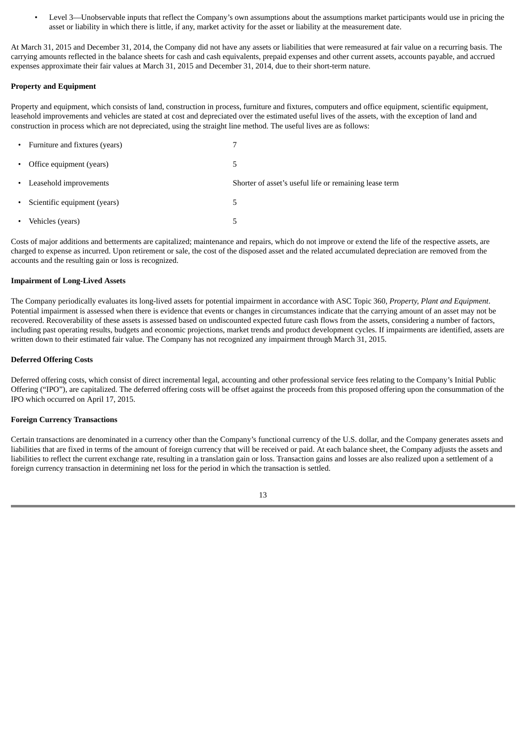- Level 3—Unobservable inputs that reflect the Company's own assumptions about the assumptions market participants would use in pricing the asset or liability in which there is little, if any, market activity for the asset or liability at the measurement date.

At March 31, 2015 and December 31, 2014, the Company did not have any assets or liabilities that were remeasured at fair value on a recurring basis. The carrying amounts reflected in the balance sheets for cash and cash equivalents, prepaid expenses and other current assets, accounts payable, and accrued expenses approximate their fair values at March 31, 2015 and December 31, 2014, due to their short-term nature.

**Property and Equipment**

Property and equipment, which consists of land, construction in process, furniture and fixtures, computers and office equipment, scientific equipment, leasehold improvements and vehicles are stated at cost and depreciated over the estimated useful lives of the assets, with the exception of land and construction in process which are not depreciated, using the straight line method. The useful lives are as follows:

| | |
|---|---|
| • Furniture and fixtures (years) | 7 |
| • Office equipment (years) | 5 |
| • Leasehold improvements | Shorter of asset's useful life or remaining lease term |
| • Scientific equipment (years) | 5 |
| • Vehicles (years) | 5 |

Costs of major additions and betterments are capitalized; maintenance and repairs, which do not improve or extend the life of the respective assets, are charged to expense as incurred. Upon retirement or sale, the cost of the disposed asset and the related accumulated depreciation are removed from the accounts and the resulting gain or loss is recognized.

**Impairment of Long-Lived Assets**

The Company periodically evaluates its long-lived assets for potential impairment in accordance with ASC Topic 360, *Property, Plant and Equipment*. Potential impairment is assessed when there is evidence that events or changes in circumstances indicate that the carrying amount of an asset may not be recovered. Recoverability of these assets is assessed based on undiscounted expected future cash flows from the assets, considering a number of factors, including past operating results, budgets and economic projections, market trends and product development cycles. If impairments are identified, assets are written down to their estimated fair value. The Company has not recognized any impairment through March 31, 2015.

**Deferred Offering Costs**

Deferred offering costs, which consist of direct incremental legal, accounting and other professional service fees relating to the Company's Initial Public Offering ("IPO"), are capitalized. The deferred offering costs will be offset against the proceeds from this proposed offering upon the consummation of the IPO which occurred on April 17, 2015.

**Foreign Currency Transactions**

Certain transactions are denominated in a currency other than the Company's functional currency of the U.S. dollar, and the Company generates assets and liabilities that are fixed in terms of the amount of foreign currency that will be received or paid. At each balance sheet, the Company adjusts the assets and liabilities to reflect the current exchange rate, resulting in a translation gain or loss. Transaction gains and losses are also realized upon a settlement of a foreign currency transaction in determining net loss for the period in which the transaction is settled.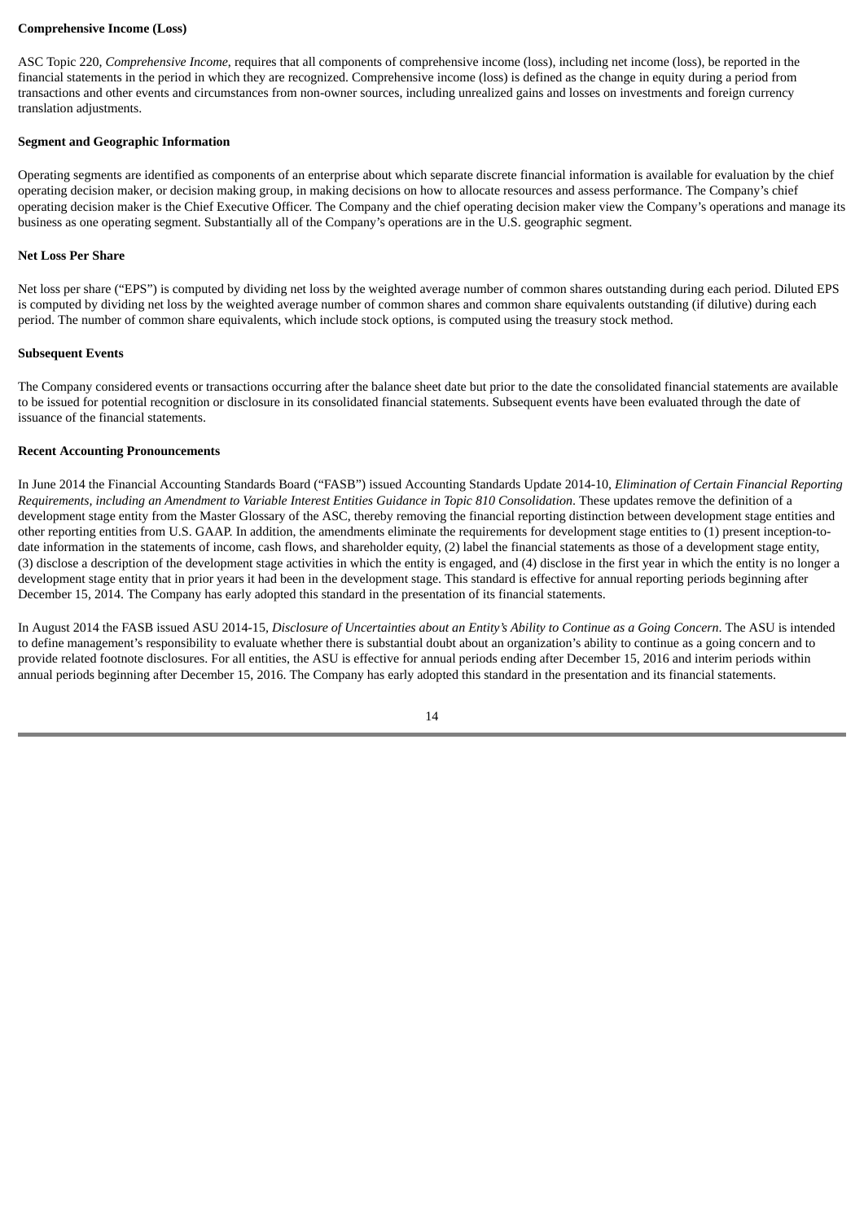**Comprehensive Income (Loss)**

ASC Topic 220, *Comprehensive Income*, requires that all components of comprehensive income (loss), including net income (loss), be reported in the financial statements in the period in which they are recognized. Comprehensive income (loss) is defined as the change in equity during a period from transactions and other events and circumstances from non-owner sources, including unrealized gains and losses on investments and foreign currency translation adjustments.

**Segment and Geographic Information**

Operating segments are identified as components of an enterprise about which separate discrete financial information is available for evaluation by the chief operating decision maker, or decision making group, in making decisions on how to allocate resources and assess performance. The Company's chief operating decision maker is the Chief Executive Officer. The Company and the chief operating decision maker view the Company's operations and manage its business as one operating segment. Substantially all of the Company's operations are in the U.S. geographic segment.

**Net Loss Per Share**

Net loss per share ("EPS") is computed by dividing net loss by the weighted average number of common shares outstanding during each period. Diluted EPS is computed by dividing net loss by the weighted average number of common shares and common share equivalents outstanding (if dilutive) during each period. The number of common share equivalents, which include stock options, is computed using the treasury stock method.

**Subsequent Events**

The Company considered events or transactions occurring after the balance sheet date but prior to the date the consolidated financial statements are available to be issued for potential recognition or disclosure in its consolidated financial statements. Subsequent events have been evaluated through the date of issuance of the financial statements.

**Recent Accounting Pronouncements**

In June 2014 the Financial Accounting Standards Board ("FASB") issued Accounting Standards Update 2014-10, *Elimination of Certain Financial Reporting Requirements, including an Amendment to Variable Interest Entities Guidance in Topic 810 Consolidation*. These updates remove the definition of a development stage entity from the Master Glossary of the ASC, thereby removing the financial reporting distinction between development stage entities and other reporting entities from U.S. GAAP. In addition, the amendments eliminate the requirements for development stage entities to (1) present inception-to-date information in the statements of income, cash flows, and shareholder equity, (2) label the financial statements as those of a development stage entity, (3) disclose a description of the development stage activities in which the entity is engaged, and (4) disclose in the first year in which the entity is no longer a development stage entity that in prior years it had been in the development stage. This standard is effective for annual reporting periods beginning after December 15, 2014. The Company has early adopted this standard in the presentation of its financial statements.

In August 2014 the FASB issued ASU 2014-15, *Disclosure of Uncertainties about an Entity's Ability to Continue as a Going Concern*. The ASU is intended to define management's responsibility to evaluate whether there is substantial doubt about an organization's ability to continue as a going concern and to provide related footnote disclosures. For all entities, the ASU is effective for annual periods ending after December 15, 2016 and interim periods within annual periods beginning after December 15, 2016. The Company has early adopted this standard in the presentation and its financial statements.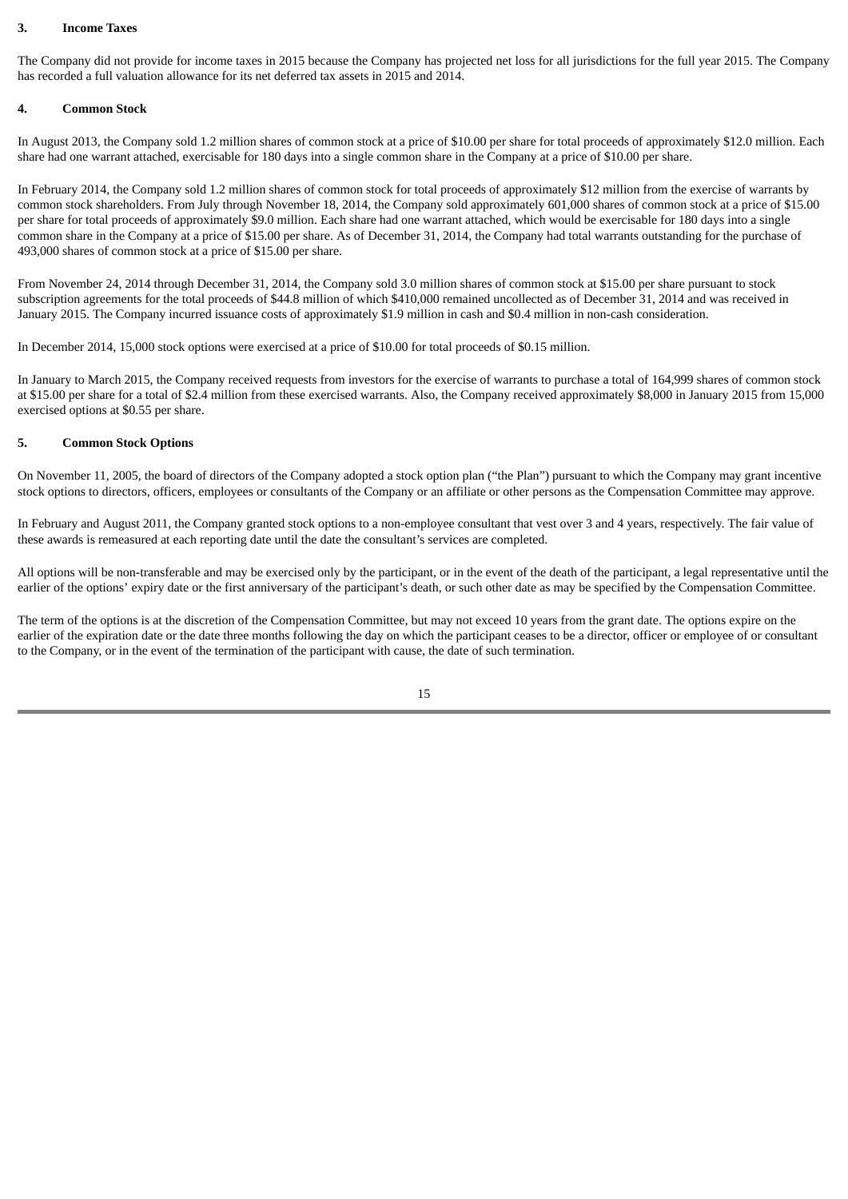## 3. Income Taxes

The Company did not provide for income taxes in 2015 because the Company has projected net loss for all jurisdictions for the full year 2015. The Company has recorded a full valuation allowance for its net deferred tax assets in 2015 and 2014.

## 4. Common Stock

In August 2013, the Company sold 1.2 million shares of common stock at a price of $10.00 per share for total proceeds of approximately $12.0 million. Each share had one warrant attached, exercisable for 180 days into a single common share in the Company at a price of $10.00 per share.

In February 2014, the Company sold 1.2 million shares of common stock for total proceeds of approximately $12 million from the exercise of warrants by common stock shareholders. From July through November 18, 2014, the Company sold approximately 601,000 shares of common stock at a price of $15.00 per share for total proceeds of approximately $9.0 million. Each share had one warrant attached, which would be exercisable for 180 days into a single common share in the Company at a price of $15.00 per share. As of December 31, 2014, the Company had total warrants outstanding for the purchase of 493,000 shares of common stock at a price of $15.00 per share.

From November 24, 2014 through December 31, 2014, the Company sold 3.0 million shares of common stock at $15.00 per share pursuant to stock subscription agreements for the total proceeds of $44.8 million of which $410,000 remained uncollected as of December 31, 2014 and was received in January 2015. The Company incurred issuance costs of approximately $1.9 million in cash and $0.4 million in non-cash consideration.

In December 2014, 15,000 stock options were exercised at a price of $10.00 for total proceeds of $0.15 million.

In January to March 2015, the Company received requests from investors for the exercise of warrants to purchase a total of 164,999 shares of common stock at $15.00 per share for a total of $2.4 million from these exercised warrants. Also, the Company received approximately $8,000 in January 2015 from 15,000 exercised options at $0.55 per share.

## 5. Common Stock Options

On November 11, 2005, the board of directors of the Company adopted a stock option plan ("the Plan") pursuant to which the Company may grant incentive stock options to directors, officers, employees or consultants of the Company or an affiliate or other persons as the Compensation Committee may approve.

In February and August 2011, the Company granted stock options to a non-employee consultant that vest over 3 and 4 years, respectively. The fair value of these awards is remeasured at each reporting date until the date the consultant's services are completed.

All options will be non-transferable and may be exercised only by the participant, or in the event of the death of the participant, a legal representative until the earlier of the options' expiry date or the first anniversary of the participant's death, or such other date as may be specified by the Compensation Committee.

The term of the options is at the discretion of the Compensation Committee, but may not exceed 10 years from the grant date. The options expire on the earlier of the expiration date or the date three months following the day on which the participant ceases to be a director, officer or employee of or consultant to the Company, or in the event of the termination of the participant with cause, the date of such termination.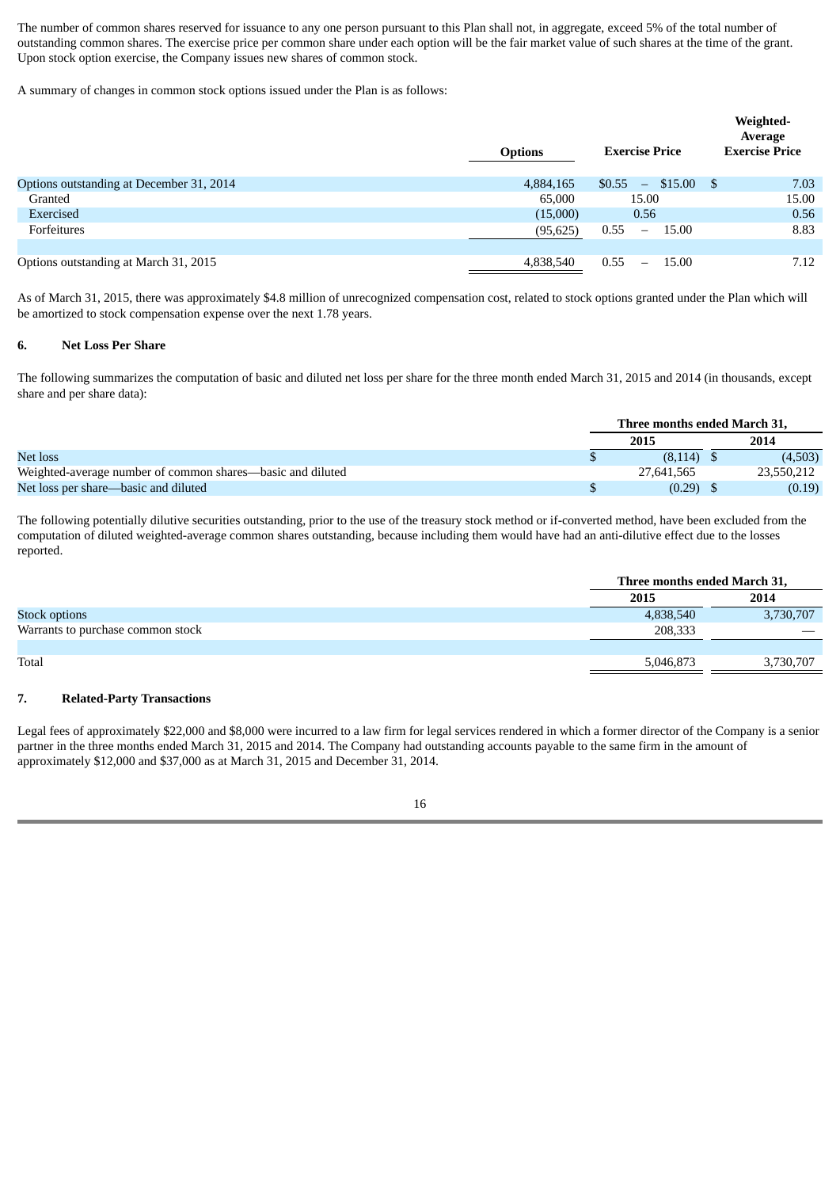The number of common shares reserved for issuance to any one person pursuant to this Plan shall not, in aggregate, exceed 5% of the total number of outstanding common shares. The exercise price per common share under each option will be the fair market value of such shares at the time of the grant. Upon stock option exercise, the Company issues new shares of common stock.

A summary of changes in common stock options issued under the Plan is as follows:

| | Options | Exercise Price | Weighted-Average Exercise Price |
|---|---|---|---|
| Options outstanding at December 31, 2014 | 4,884,165 | $0.55 – $15.00 | $ 7.03 |
| Granted | 65,000 | 15.00 | 15.00 |
| Exercised | (15,000) | 0.56 | 0.56 |
| Forfeitures | (95,625) | 0.55 – 15.00 | 8.83 |
| Options outstanding at March 31, 2015 | 4,838,540 | 0.55 – 15.00 | 7.12 |

As of March 31, 2015, there was approximately $4.8 million of unrecognized compensation cost, related to stock options granted under the Plan which will be amortized to stock compensation expense over the next 1.78 years.

## 6. Net Loss Per Share

The following summarizes the computation of basic and diluted net loss per share for the three month ended March 31, 2015 and 2014 (in thousands, except share and per share data):

| | Three months ended March 31, | |
|---|---|---|
| | 2015 | 2014 |
| Net loss | $ (8,114) | $ (4,503) |
| Weighted-average number of common shares—basic and diluted | 27,641,565 | 23,550,212 |
| Net loss per share—basic and diluted | $ (0.29) | $ (0.19) |

The following potentially dilutive securities outstanding, prior to the use of the treasury stock method or if-converted method, have been excluded from the computation of diluted weighted-average common shares outstanding, because including them would have had an anti-dilutive effect due to the losses reported.

| | Three months ended March 31, | |
|---|---|---|
| | 2015 | 2014 |
| Stock options | 4,838,540 | 3,730,707 |
| Warrants to purchase common stock | 208,333 | — |
| Total | 5,046,873 | 3,730,707 |

## 7. Related-Party Transactions

Legal fees of approximately $22,000 and $8,000 were incurred to a law firm for legal services rendered in which a former director of the Company is a senior partner in the three months ended March 31, 2015 and 2014. The Company had outstanding accounts payable to the same firm in the amount of approximately $12,000 and $37,000 as at March 31, 2015 and December 31, 2014.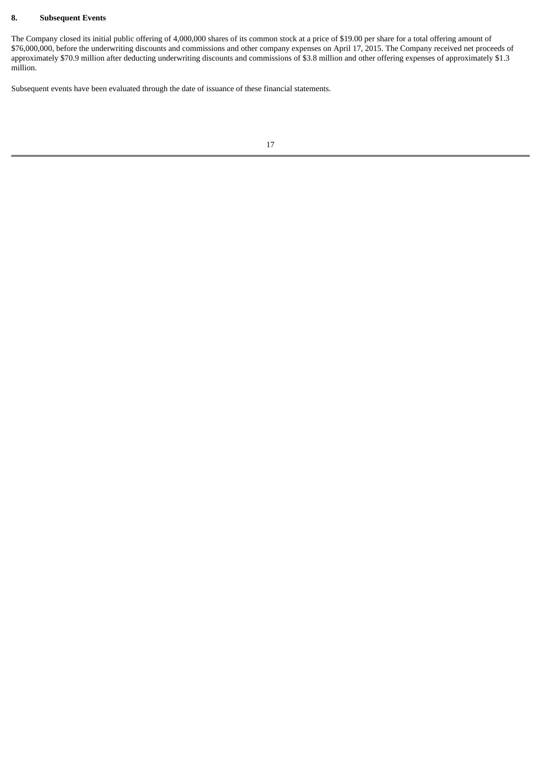## 8. Subsequent Events

The Company closed its initial public offering of 4,000,000 shares of its common stock at a price of $19.00 per share for a total offering amount of $76,000,000, before the underwriting discounts and commissions and other company expenses on April 17, 2015. The Company received net proceeds of approximately $70.9 million after deducting underwriting discounts and commissions of $3.8 million and other offering expenses of approximately $1.3 million.

Subsequent events have been evaluated through the date of issuance of these financial statements.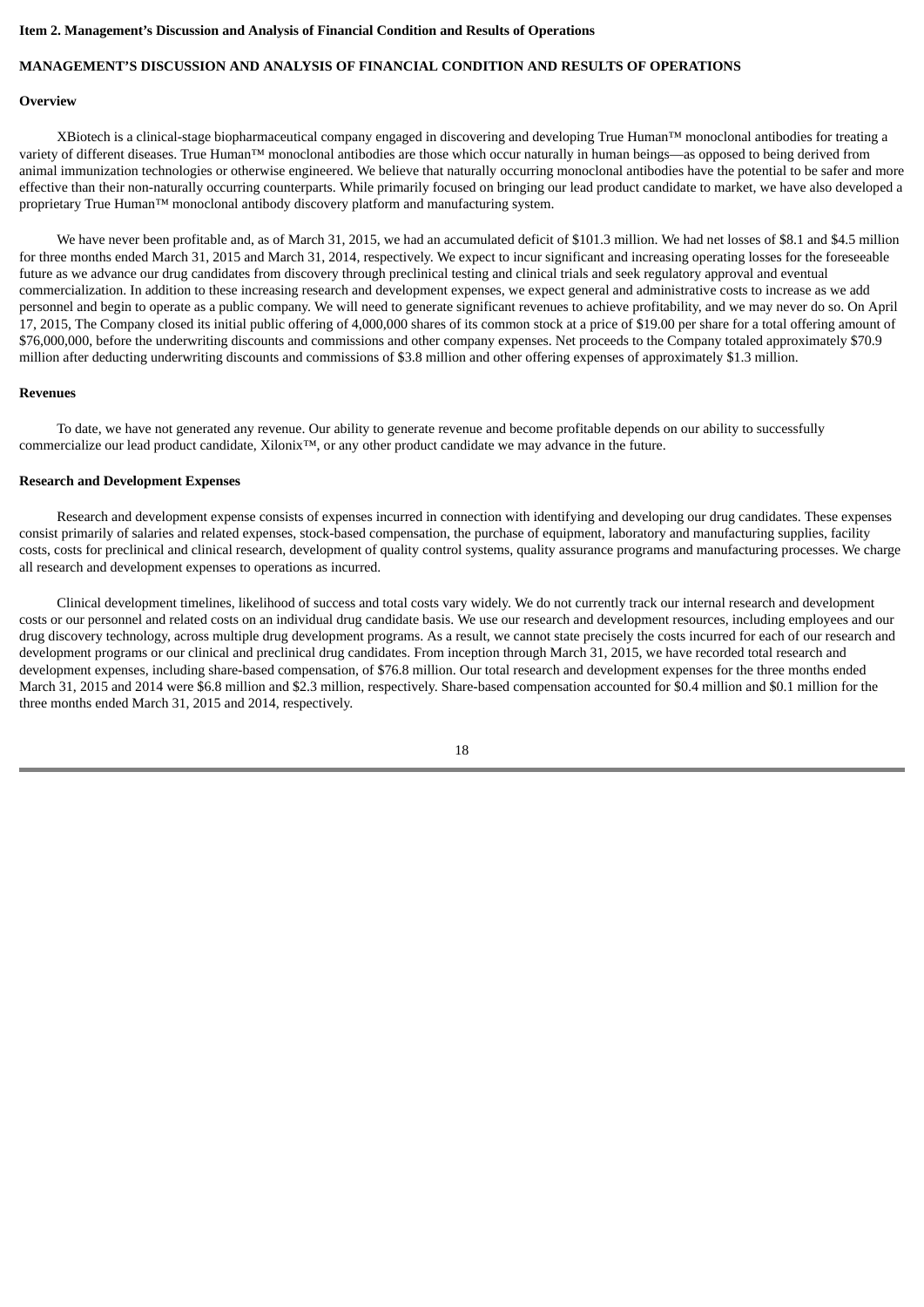**Item 2. Management's Discussion and Analysis of Financial Condition and Results of Operations**

**MANAGEMENT'S DISCUSSION AND ANALYSIS OF FINANCIAL CONDITION AND RESULTS OF OPERATIONS**

**Overview**

XBiotech is a clinical-stage biopharmaceutical company engaged in discovering and developing True Human™ monoclonal antibodies for treating a variety of different diseases. True Human™ monoclonal antibodies are those which occur naturally in human beings—as opposed to being derived from animal immunization technologies or otherwise engineered. We believe that naturally occurring monoclonal antibodies have the potential to be safer and more effective than their non-naturally occurring counterparts. While primarily focused on bringing our lead product candidate to market, we have also developed a proprietary True Human™ monoclonal antibody discovery platform and manufacturing system.

We have never been profitable and, as of March 31, 2015, we had an accumulated deficit of $101.3 million. We had net losses of $8.1 and $4.5 million for three months ended March 31, 2015 and March 31, 2014, respectively. We expect to incur significant and increasing operating losses for the foreseeable future as we advance our drug candidates from discovery through preclinical testing and clinical trials and seek regulatory approval and eventual commercialization. In addition to these increasing research and development expenses, we expect general and administrative costs to increase as we add personnel and begin to operate as a public company. We will need to generate significant revenues to achieve profitability, and we may never do so. On April 17, 2015, The Company closed its initial public offering of 4,000,000 shares of its common stock at a price of $19.00 per share for a total offering amount of $76,000,000, before the underwriting discounts and commissions and other company expenses. Net proceeds to the Company totaled approximately $70.9 million after deducting underwriting discounts and commissions of $3.8 million and other offering expenses of approximately $1.3 million.

**Revenues**

To date, we have not generated any revenue. Our ability to generate revenue and become profitable depends on our ability to successfully commercialize our lead product candidate, Xilonix™, or any other product candidate we may advance in the future.

**Research and Development Expenses**

Research and development expense consists of expenses incurred in connection with identifying and developing our drug candidates. These expenses consist primarily of salaries and related expenses, stock-based compensation, the purchase of equipment, laboratory and manufacturing supplies, facility costs, costs for preclinical and clinical research, development of quality control systems, quality assurance programs and manufacturing processes. We charge all research and development expenses to operations as incurred.

Clinical development timelines, likelihood of success and total costs vary widely. We do not currently track our internal research and development costs or our personnel and related costs on an individual drug candidate basis. We use our research and development resources, including employees and our drug discovery technology, across multiple drug development programs. As a result, we cannot state precisely the costs incurred for each of our research and development programs or our clinical and preclinical drug candidates. From inception through March 31, 2015, we have recorded total research and development expenses, including share-based compensation, of $76.8 million. Our total research and development expenses for the three months ended March 31, 2015 and 2014 were $6.8 million and $2.3 million, respectively. Share-based compensation accounted for $0.4 million and $0.1 million for the three months ended March 31, 2015 and 2014, respectively.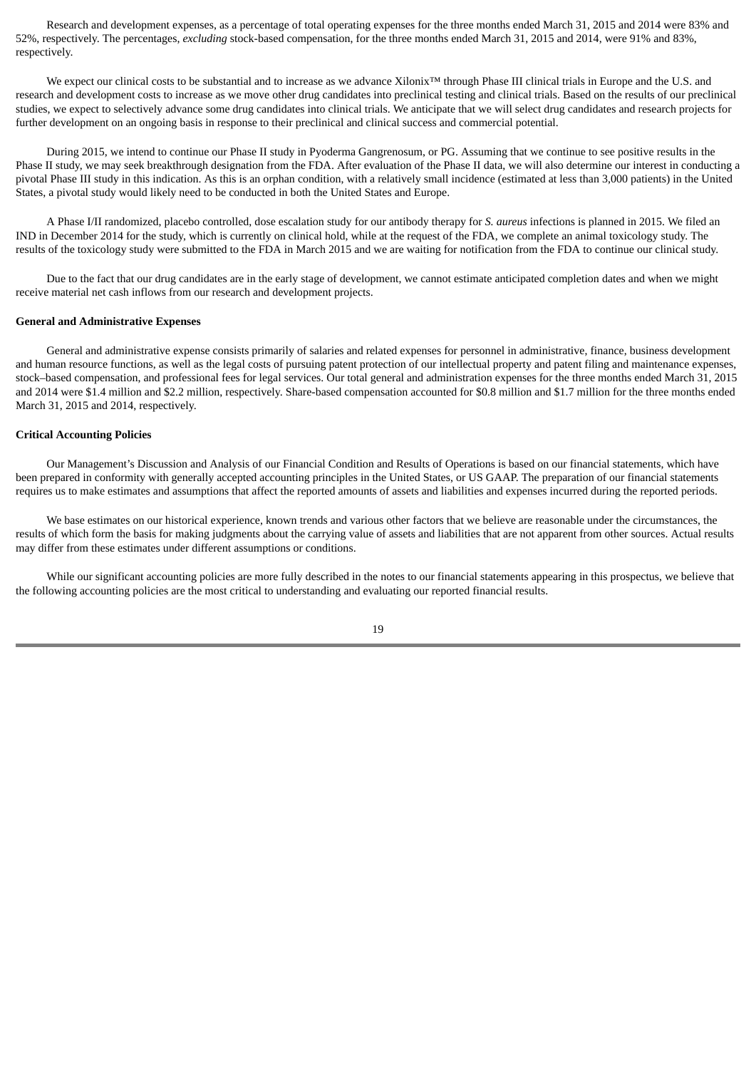Research and development expenses, as a percentage of total operating expenses for the three months ended March 31, 2015 and 2014 were 83% and 52%, respectively. The percentages, *excluding* stock-based compensation, for the three months ended March 31, 2015 and 2014, were 91% and 83%, respectively.

We expect our clinical costs to be substantial and to increase as we advance Xilonix™ through Phase III clinical trials in Europe and the U.S. and research and development costs to increase as we move other drug candidates into preclinical testing and clinical trials. Based on the results of our preclinical studies, we expect to selectively advance some drug candidates into clinical trials. We anticipate that we will select drug candidates and research projects for further development on an ongoing basis in response to their preclinical and clinical success and commercial potential.

During 2015, we intend to continue our Phase II study in Pyoderma Gangrenosum, or PG. Assuming that we continue to see positive results in the Phase II study, we may seek breakthrough designation from the FDA. After evaluation of the Phase II data, we will also determine our interest in conducting a pivotal Phase III study in this indication. As this is an orphan condition, with a relatively small incidence (estimated at less than 3,000 patients) in the United States, a pivotal study would likely need to be conducted in both the United States and Europe.

A Phase I/II randomized, placebo controlled, dose escalation study for our antibody therapy for *S. aureus* infections is planned in 2015. We filed an IND in December 2014 for the study, which is currently on clinical hold, while at the request of the FDA, we complete an animal toxicology study. The results of the toxicology study were submitted to the FDA in March 2015 and we are waiting for notification from the FDA to continue our clinical study.

Due to the fact that our drug candidates are in the early stage of development, we cannot estimate anticipated completion dates and when we might receive material net cash inflows from our research and development projects.

**General and Administrative Expenses**

General and administrative expense consists primarily of salaries and related expenses for personnel in administrative, finance, business development and human resource functions, as well as the legal costs of pursuing patent protection of our intellectual property and patent filing and maintenance expenses, stock–based compensation, and professional fees for legal services. Our total general and administration expenses for the three months ended March 31, 2015 and 2014 were $1.4 million and $2.2 million, respectively. Share-based compensation accounted for $0.8 million and $1.7 million for the three months ended March 31, 2015 and 2014, respectively.

**Critical Accounting Policies**

Our Management's Discussion and Analysis of our Financial Condition and Results of Operations is based on our financial statements, which have been prepared in conformity with generally accepted accounting principles in the United States, or US GAAP. The preparation of our financial statements requires us to make estimates and assumptions that affect the reported amounts of assets and liabilities and expenses incurred during the reported periods.

We base estimates on our historical experience, known trends and various other factors that we believe are reasonable under the circumstances, the results of which form the basis for making judgments about the carrying value of assets and liabilities that are not apparent from other sources. Actual results may differ from these estimates under different assumptions or conditions.

While our significant accounting policies are more fully described in the notes to our financial statements appearing in this prospectus, we believe that the following accounting policies are the most critical to understanding and evaluating our reported financial results.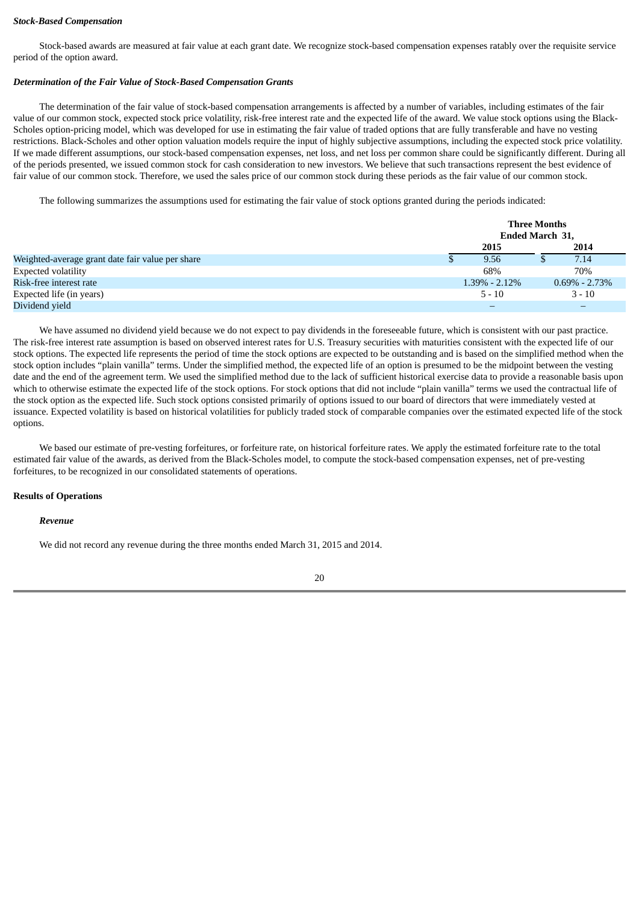***Stock-Based Compensation***

Stock-based awards are measured at fair value at each grant date. We recognize stock-based compensation expenses ratably over the requisite service period of the option award.

***Determination of the Fair Value of Stock-Based Compensation Grants***

The determination of the fair value of stock-based compensation arrangements is affected by a number of variables, including estimates of the fair value of our common stock, expected stock price volatility, risk-free interest rate and the expected life of the award. We value stock options using the Black-Scholes option-pricing model, which was developed for use in estimating the fair value of traded options that are fully transferable and have no vesting restrictions. Black-Scholes and other option valuation models require the input of highly subjective assumptions, including the expected stock price volatility. If we made different assumptions, our stock-based compensation expenses, net loss, and net loss per common share could be significantly different. During all of the periods presented, we issued common stock for cash consideration to new investors. We believe that such transactions represent the best evidence of fair value of our common stock. Therefore, we used the sales price of our common stock during these periods as the fair value of our common stock.

The following summarizes the assumptions used for estimating the fair value of stock options granted during the periods indicated:

| | Three Months Ended March 31, | |
|---|---|---|
| | 2015 | 2014 |
| Weighted-average grant date fair value per share | $ 9.56 | $ 7.14 |
| Expected volatility | 68% | 70% |
| Risk-free interest rate | 1.39% - 2.12% | 0.69% - 2.73% |
| Expected life (in years) | 5 - 10 | 3 - 10 |
| Dividend yield | – | – |

We have assumed no dividend yield because we do not expect to pay dividends in the foreseeable future, which is consistent with our past practice. The risk-free interest rate assumption is based on observed interest rates for U.S. Treasury securities with maturities consistent with the expected life of our stock options. The expected life represents the period of time the stock options are expected to be outstanding and is based on the simplified method when the stock option includes "plain vanilla" terms. Under the simplified method, the expected life of an option is presumed to be the midpoint between the vesting date and the end of the agreement term. We used the simplified method due to the lack of sufficient historical exercise data to provide a reasonable basis upon which to otherwise estimate the expected life of the stock options. For stock options that did not include "plain vanilla" terms we used the contractual life of the stock option as the expected life. Such stock options consisted primarily of options issued to our board of directors that were immediately vested at issuance. Expected volatility is based on historical volatilities for publicly traded stock of comparable companies over the estimated expected life of the stock options.

We based our estimate of pre-vesting forfeitures, or forfeiture rate, on historical forfeiture rates. We apply the estimated forfeiture rate to the total estimated fair value of the awards, as derived from the Black-Scholes model, to compute the stock-based compensation expenses, net of pre-vesting forfeitures, to be recognized in our consolidated statements of operations.

**Results of Operations**

***Revenue***

We did not record any revenue during the three months ended March 31, 2015 and 2014.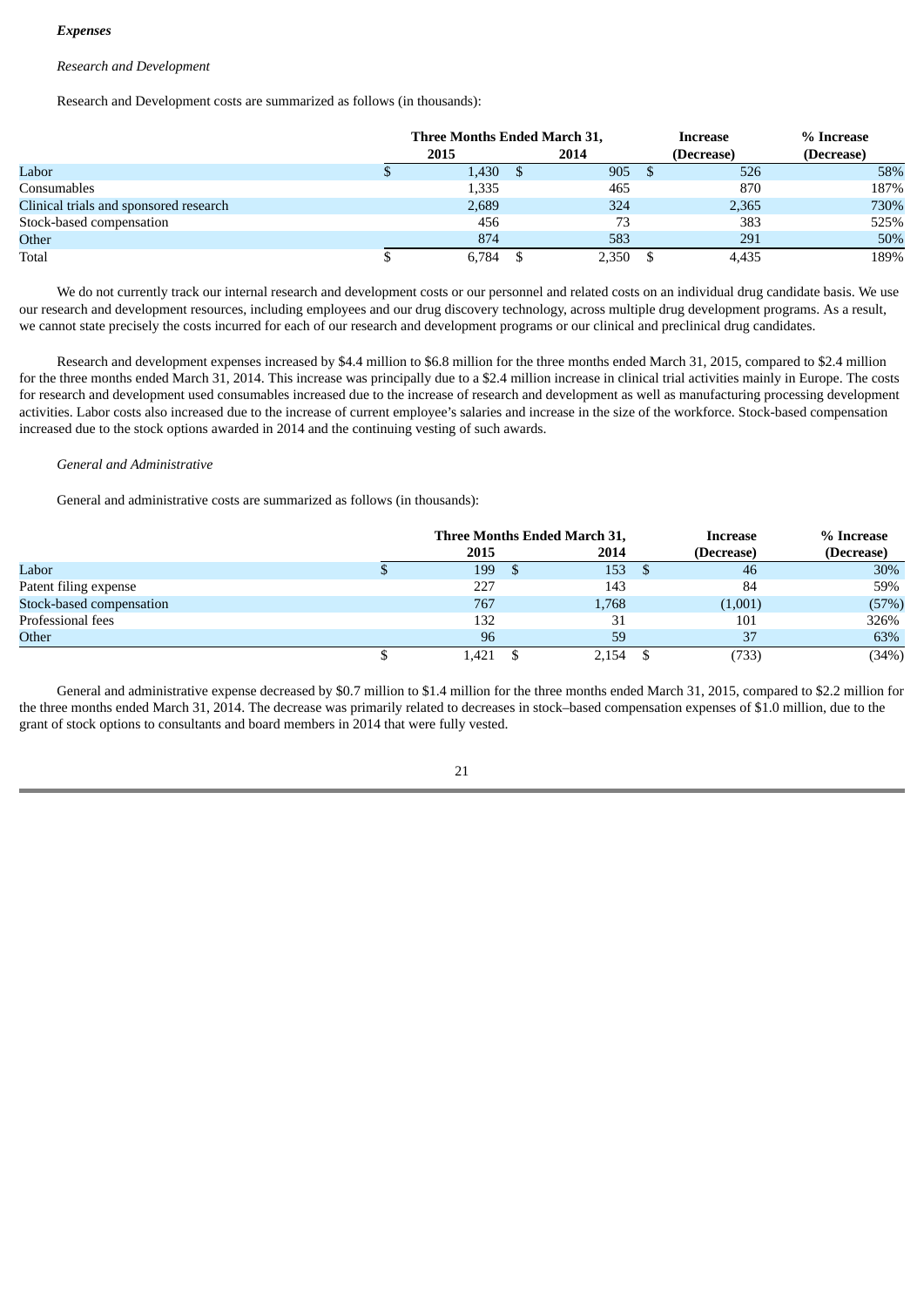***Expenses***

*Research and Development*

Research and Development costs are summarized as follows (in thousands):

| | Three Months Ended March 31, 2015 | Three Months Ended March 31, 2014 | Increase (Decrease) | % Increase (Decrease) |
|---|---|---|---|---|
| Labor | $ 1,430 | $ 905 | $ 526 | 58% |
| Consumables | 1,335 | 465 | 870 | 187% |
| Clinical trials and sponsored research | 2,689 | 324 | 2,365 | 730% |
| Stock-based compensation | 456 | 73 | 383 | 525% |
| Other | 874 | 583 | 291 | 50% |
| Total | $ 6,784 | $ 2,350 | $ 4,435 | 189% |

We do not currently track our internal research and development costs or our personnel and related costs on an individual drug candidate basis. We use our research and development resources, including employees and our drug discovery technology, across multiple drug development programs. As a result, we cannot state precisely the costs incurred for each of our research and development programs or our clinical and preclinical drug candidates.

Research and development expenses increased by $4.4 million to $6.8 million for the three months ended March 31, 2015, compared to $2.4 million for the three months ended March 31, 2014. This increase was principally due to a $2.4 million increase in clinical trial activities mainly in Europe. The costs for research and development used consumables increased due to the increase of research and development as well as manufacturing processing development activities. Labor costs also increased due to the increase of current employee's salaries and increase in the size of the workforce. Stock-based compensation increased due to the stock options awarded in 2014 and the continuing vesting of such awards.

*General and Administrative*

General and administrative costs are summarized as follows (in thousands):

| | Three Months Ended March 31, 2015 | Three Months Ended March 31, 2014 | Increase (Decrease) | % Increase (Decrease) |
|---|---|---|---|---|
| Labor | $ 199 | $ 153 | $ 46 | 30% |
| Patent filing expense | 227 | 143 | 84 | 59% |
| Stock-based compensation | 767 | 1,768 | (1,001) | (57%) |
| Professional fees | 132 | 31 | 101 | 326% |
| Other | 96 | 59 | 37 | 63% |
| | $ 1,421 | $ 2,154 | $ (733) | (34%) |

General and administrative expense decreased by $0.7 million to $1.4 million for the three months ended March 31, 2015, compared to $2.2 million for the three months ended March 31, 2014. The decrease was primarily related to decreases in stock–based compensation expenses of $1.0 million, due to the grant of stock options to consultants and board members in 2014 that were fully vested.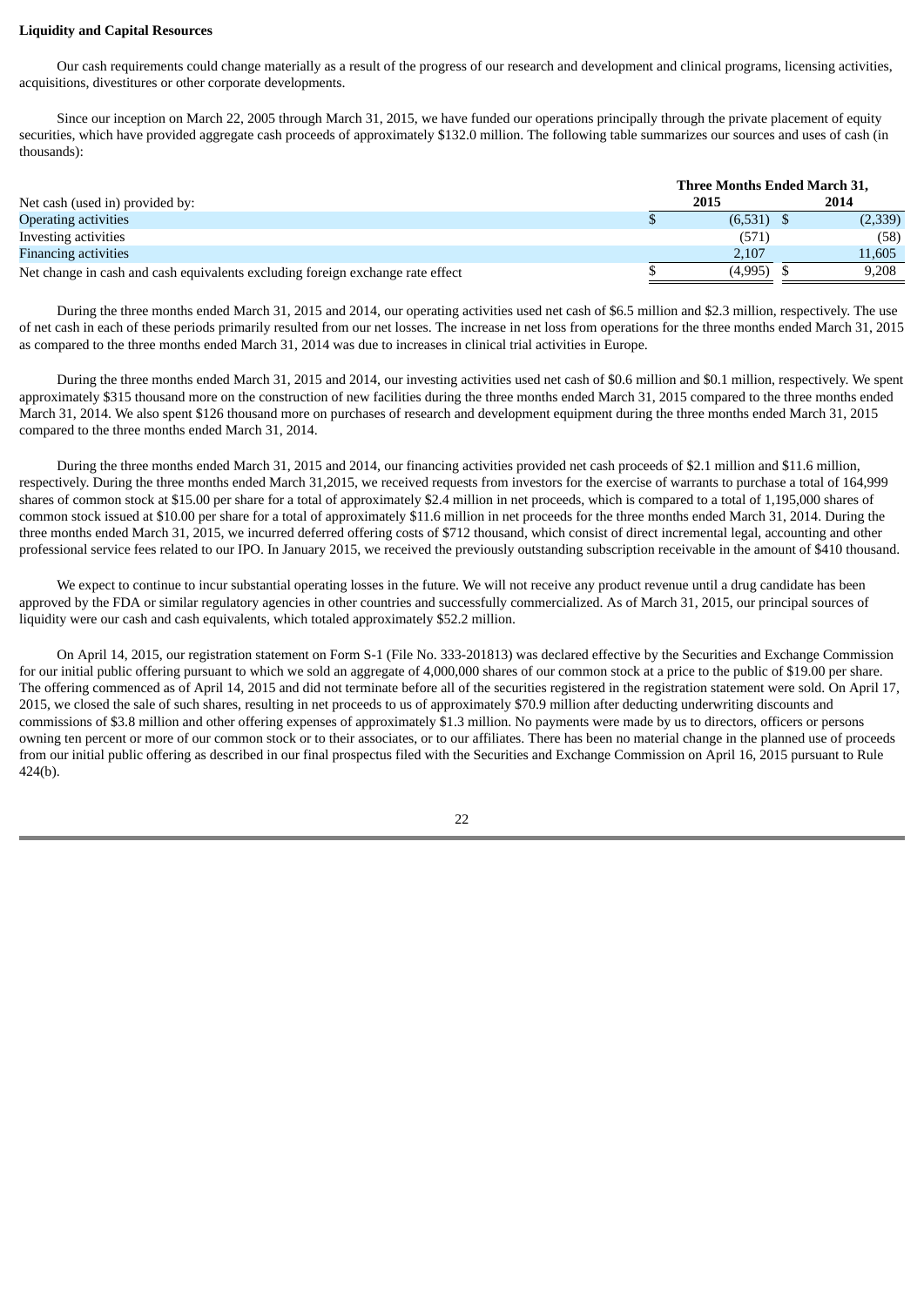**Liquidity and Capital Resources**

Our cash requirements could change materially as a result of the progress of our research and development and clinical programs, licensing activities, acquisitions, divestitures or other corporate developments.

Since our inception on March 22, 2005 through March 31, 2015, we have funded our operations principally through the private placement of equity securities, which have provided aggregate cash proceeds of approximately $132.0 million. The following table summarizes our sources and uses of cash (in thousands):

| | Three Months Ended March 31, | |
|---|---|---|
| Net cash (used in) provided by: | 2015 | 2014 |
| Operating activities | $ (6,531) | $ (2,339) |
| Investing activities | (571) | (58) |
| Financing activities | 2,107 | 11,605 |
| Net change in cash and cash equivalents excluding foreign exchange rate effect | $ (4,995) | $ 9,208 |

During the three months ended March 31, 2015 and 2014, our operating activities used net cash of $6.5 million and $2.3 million, respectively. The use of net cash in each of these periods primarily resulted from our net losses. The increase in net loss from operations for the three months ended March 31, 2015 as compared to the three months ended March 31, 2014 was due to increases in clinical trial activities in Europe.

During the three months ended March 31, 2015 and 2014, our investing activities used net cash of $0.6 million and $0.1 million, respectively. We spent approximately $315 thousand more on the construction of new facilities during the three months ended March 31, 2015 compared to the three months ended March 31, 2014. We also spent $126 thousand more on purchases of research and development equipment during the three months ended March 31, 2015 compared to the three months ended March 31, 2014.

During the three months ended March 31, 2015 and 2014, our financing activities provided net cash proceeds of $2.1 million and $11.6 million, respectively. During the three months ended March 31,2015, we received requests from investors for the exercise of warrants to purchase a total of 164,999 shares of common stock at $15.00 per share for a total of approximately $2.4 million in net proceeds, which is compared to a total of 1,195,000 shares of common stock issued at $10.00 per share for a total of approximately $11.6 million in net proceeds for the three months ended March 31, 2014. During the three months ended March 31, 2015, we incurred deferred offering costs of $712 thousand, which consist of direct incremental legal, accounting and other professional service fees related to our IPO. In January 2015, we received the previously outstanding subscription receivable in the amount of $410 thousand.

We expect to continue to incur substantial operating losses in the future. We will not receive any product revenue until a drug candidate has been approved by the FDA or similar regulatory agencies in other countries and successfully commercialized. As of March 31, 2015, our principal sources of liquidity were our cash and cash equivalents, which totaled approximately $52.2 million.

On April 14, 2015, our registration statement on Form S-1 (File No. 333-201813) was declared effective by the Securities and Exchange Commission for our initial public offering pursuant to which we sold an aggregate of 4,000,000 shares of our common stock at a price to the public of $19.00 per share. The offering commenced as of April 14, 2015 and did not terminate before all of the securities registered in the registration statement were sold. On April 17, 2015, we closed the sale of such shares, resulting in net proceeds to us of approximately $70.9 million after deducting underwriting discounts and commissions of $3.8 million and other offering expenses of approximately $1.3 million. No payments were made by us to directors, officers or persons owning ten percent or more of our common stock or to their associates, or to our affiliates. There has been no material change in the planned use of proceeds from our initial public offering as described in our final prospectus filed with the Securities and Exchange Commission on April 16, 2015 pursuant to Rule 424(b).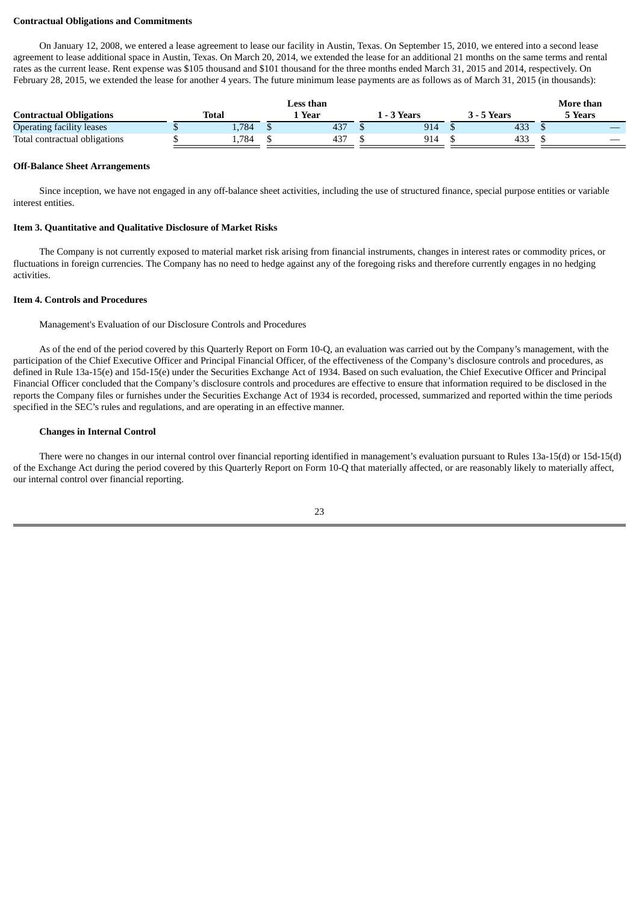**Contractual Obligations and Commitments**

On January 12, 2008, we entered a lease agreement to lease our facility in Austin, Texas. On September 15, 2010, we entered into a second lease agreement to lease additional space in Austin, Texas. On March 20, 2014, we extended the lease for an additional 21 months on the same terms and rental rates as the current lease. Rent expense was $105 thousand and $101 thousand for the three months ended March 31, 2015 and 2014, respectively. On February 28, 2015, we extended the lease for another 4 years. The future minimum lease payments are as follows as of March 31, 2015 (in thousands):

| Contractual Obligations | Total | Less than 1 Year | 1 - 3 Years | 3 - 5 Years | More than 5 Years |
|---|---|---|---|---|---|
| Operating facility leases | $ 1,784 | $ 437 | $ 914 | $ 433 | $ — |
| Total contractual obligations | $ 1,784 | $ 437 | $ 914 | $ 433 | $ — |

**Off-Balance Sheet Arrangements**

Since inception, we have not engaged in any off-balance sheet activities, including the use of structured finance, special purpose entities or variable interest entities.

**Item 3. Quantitative and Qualitative Disclosure of Market Risks**

The Company is not currently exposed to material market risk arising from financial instruments, changes in interest rates or commodity prices, or fluctuations in foreign currencies. The Company has no need to hedge against any of the foregoing risks and therefore currently engages in no hedging activities.

**Item 4. Controls and Procedures**

Management's Evaluation of our Disclosure Controls and Procedures

As of the end of the period covered by this Quarterly Report on Form 10-Q, an evaluation was carried out by the Company's management, with the participation of the Chief Executive Officer and Principal Financial Officer, of the effectiveness of the Company's disclosure controls and procedures, as defined in Rule 13a-15(e) and 15d-15(e) under the Securities Exchange Act of 1934. Based on such evaluation, the Chief Executive Officer and Principal Financial Officer concluded that the Company's disclosure controls and procedures are effective to ensure that information required to be disclosed in the reports the Company files or furnishes under the Securities Exchange Act of 1934 is recorded, processed, summarized and reported within the time periods specified in the SEC's rules and regulations, and are operating in an effective manner.

**Changes in Internal Control**

There were no changes in our internal control over financial reporting identified in management's evaluation pursuant to Rules 13a-15(d) or 15d-15(d) of the Exchange Act during the period covered by this Quarterly Report on Form 10-Q that materially affected, or are reasonably likely to materially affect, our internal control over financial reporting.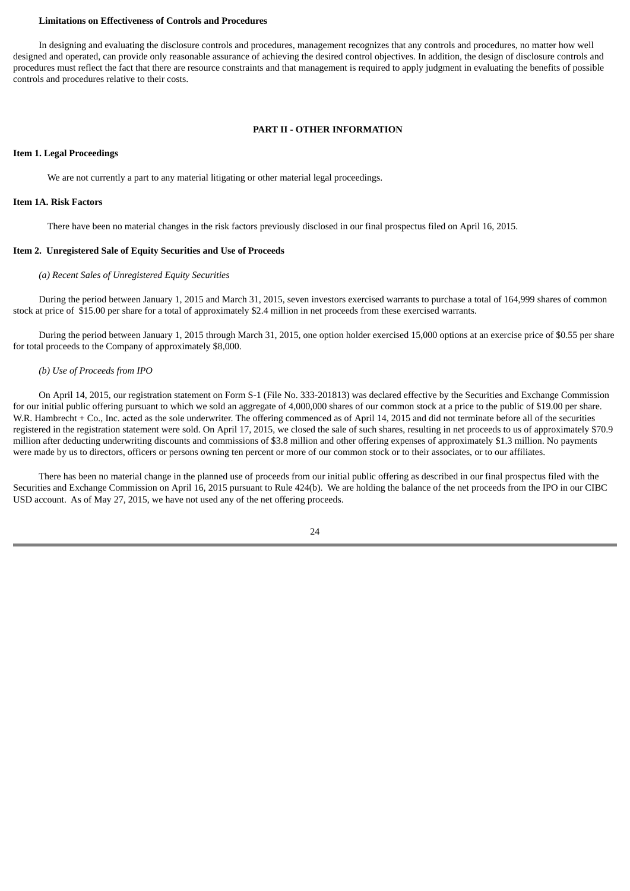**Limitations on Effectiveness of Controls and Procedures**

In designing and evaluating the disclosure controls and procedures, management recognizes that any controls and procedures, no matter how well designed and operated, can provide only reasonable assurance of achieving the desired control objectives. In addition, the design of disclosure controls and procedures must reflect the fact that there are resource constraints and that management is required to apply judgment in evaluating the benefits of possible controls and procedures relative to their costs.

## PART II - OTHER INFORMATION

### Item 1. Legal Proceedings

We are not currently a part to any material litigating or other material legal proceedings.

### Item 1A. Risk Factors

There have been no material changes in the risk factors previously disclosed in our final prospectus filed on April 16, 2015.

### Item 2. Unregistered Sale of Equity Securities and Use of Proceeds

*(a) Recent Sales of Unregistered Equity Securities*

During the period between January 1, 2015 and March 31, 2015, seven investors exercised warrants to purchase a total of 164,999 shares of common stock at price of $15.00 per share for a total of approximately $2.4 million in net proceeds from these exercised warrants.

During the period between January 1, 2015 through March 31, 2015, one option holder exercised 15,000 options at an exercise price of $0.55 per share for total proceeds to the Company of approximately $8,000.

*(b) Use of Proceeds from IPO*

On April 14, 2015, our registration statement on Form S-1 (File No. 333-201813) was declared effective by the Securities and Exchange Commission for our initial public offering pursuant to which we sold an aggregate of 4,000,000 shares of our common stock at a price to the public of $19.00 per share. W.R. Hambrecht + Co., Inc. acted as the sole underwriter. The offering commenced as of April 14, 2015 and did not terminate before all of the securities registered in the registration statement were sold. On April 17, 2015, we closed the sale of such shares, resulting in net proceeds to us of approximately $70.9 million after deducting underwriting discounts and commissions of $3.8 million and other offering expenses of approximately $1.3 million. No payments were made by us to directors, officers or persons owning ten percent or more of our common stock or to their associates, or to our affiliates.

There has been no material change in the planned use of proceeds from our initial public offering as described in our final prospectus filed with the Securities and Exchange Commission on April 16, 2015 pursuant to Rule 424(b). We are holding the balance of the net proceeds from the IPO in our CIBC USD account. As of May 27, 2015, we have not used any of the net offering proceeds.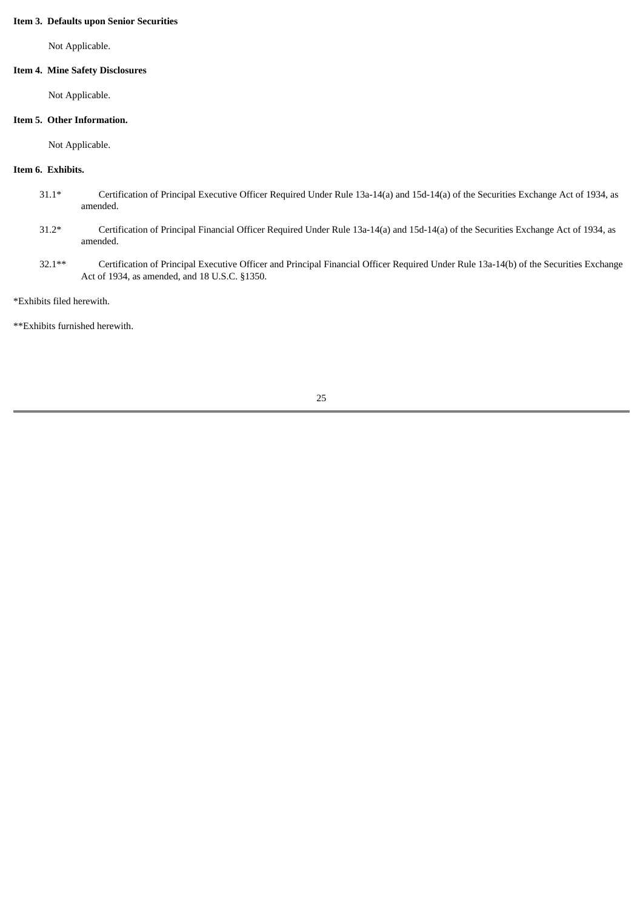**Item 3. Defaults upon Senior Securities**

Not Applicable.

**Item 4. Mine Safety Disclosures**

Not Applicable.

**Item 5. Other Information.**

Not Applicable.

**Item 6. Exhibits.**

| | |
|---|---|
| 31.1* | Certification of Principal Executive Officer Required Under Rule 13a-14(a) and 15d-14(a) of the Securities Exchange Act of 1934, as amended. |
| 31.2* | Certification of Principal Financial Officer Required Under Rule 13a-14(a) and 15d-14(a) of the Securities Exchange Act of 1934, as amended. |
| 32.1** | Certification of Principal Executive Officer and Principal Financial Officer Required Under Rule 13a-14(b) of the Securities Exchange Act of 1934, as amended, and 18 U.S.C. §1350. |

*Exhibits filed herewith.

**Exhibits furnished herewith.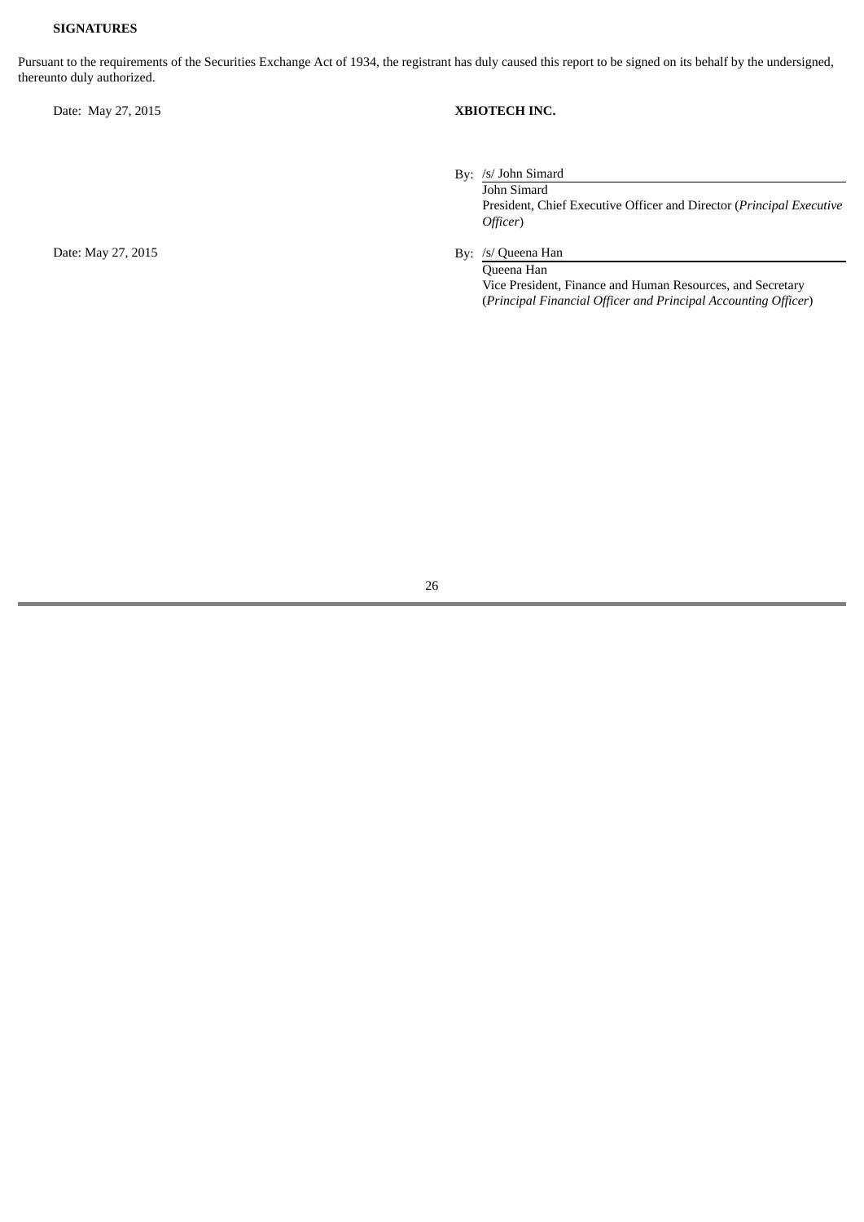**SIGNATURES**

Pursuant to the requirements of the Securities Exchange Act of 1934, the registrant has duly caused this report to be signed on its behalf by the undersigned, thereunto duly authorized.

| | |
|---|---|
| Date: May 27, 2015 | **XBIOTECH INC.** |
| | By: /s/ John Simard<br>John Simard<br>President, Chief Executive Officer and Director (*Principal Executive Officer*) |
| Date: May 27, 2015 | By: /s/ Queena Han<br>Queena Han<br>Vice President, Finance and Human Resources, and Secretary (*Principal Financial Officer and Principal Accounting Officer*) |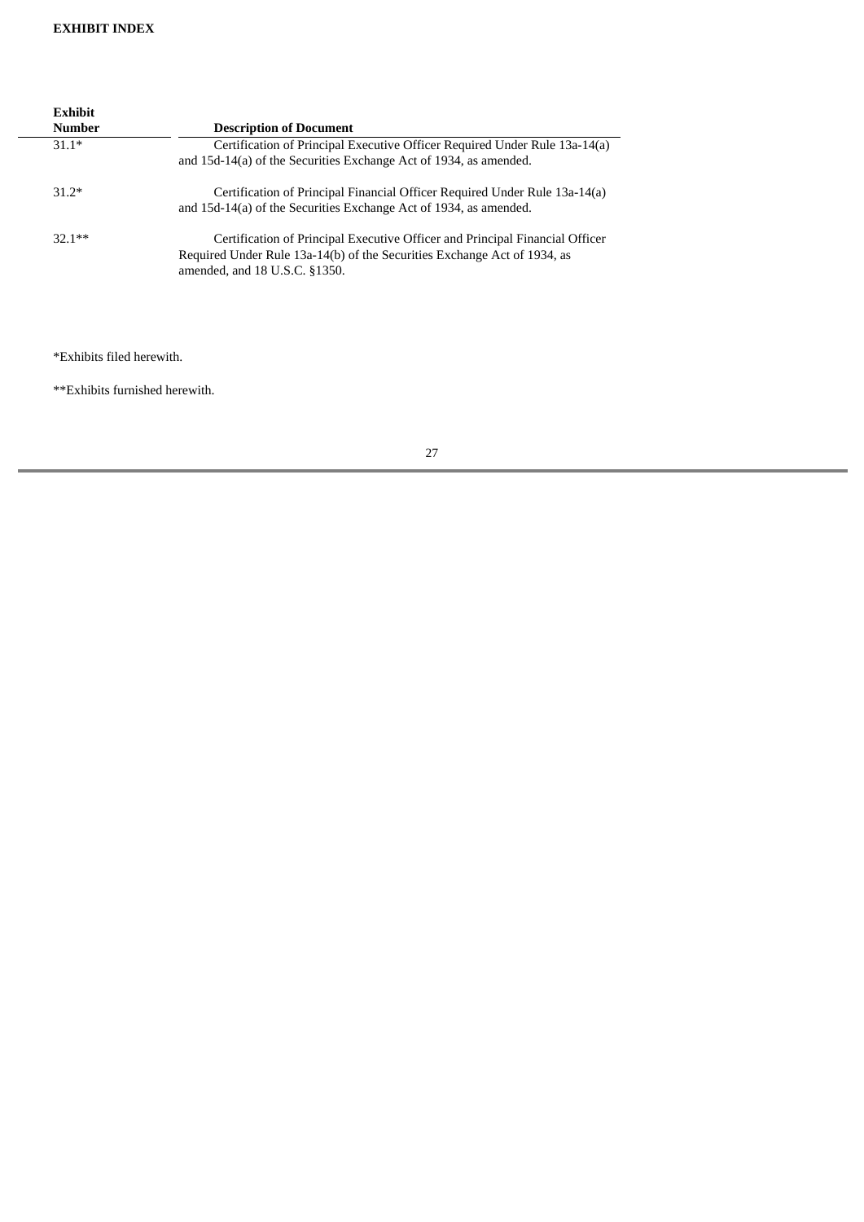**EXHIBIT INDEX**

| Exhibit Number | Description of Document |
| --- | --- |
| 31.1* | Certification of Principal Executive Officer Required Under Rule 13a-14(a) and 15d-14(a) of the Securities Exchange Act of 1934, as amended. |
| 31.2* | Certification of Principal Financial Officer Required Under Rule 13a-14(a) and 15d-14(a) of the Securities Exchange Act of 1934, as amended. |
| 32.1** | Certification of Principal Executive Officer and Principal Financial Officer Required Under Rule 13a-14(b) of the Securities Exchange Act of 1934, as amended, and 18 U.S.C. §1350. |

*Exhibits filed herewith.

**Exhibits furnished herewith.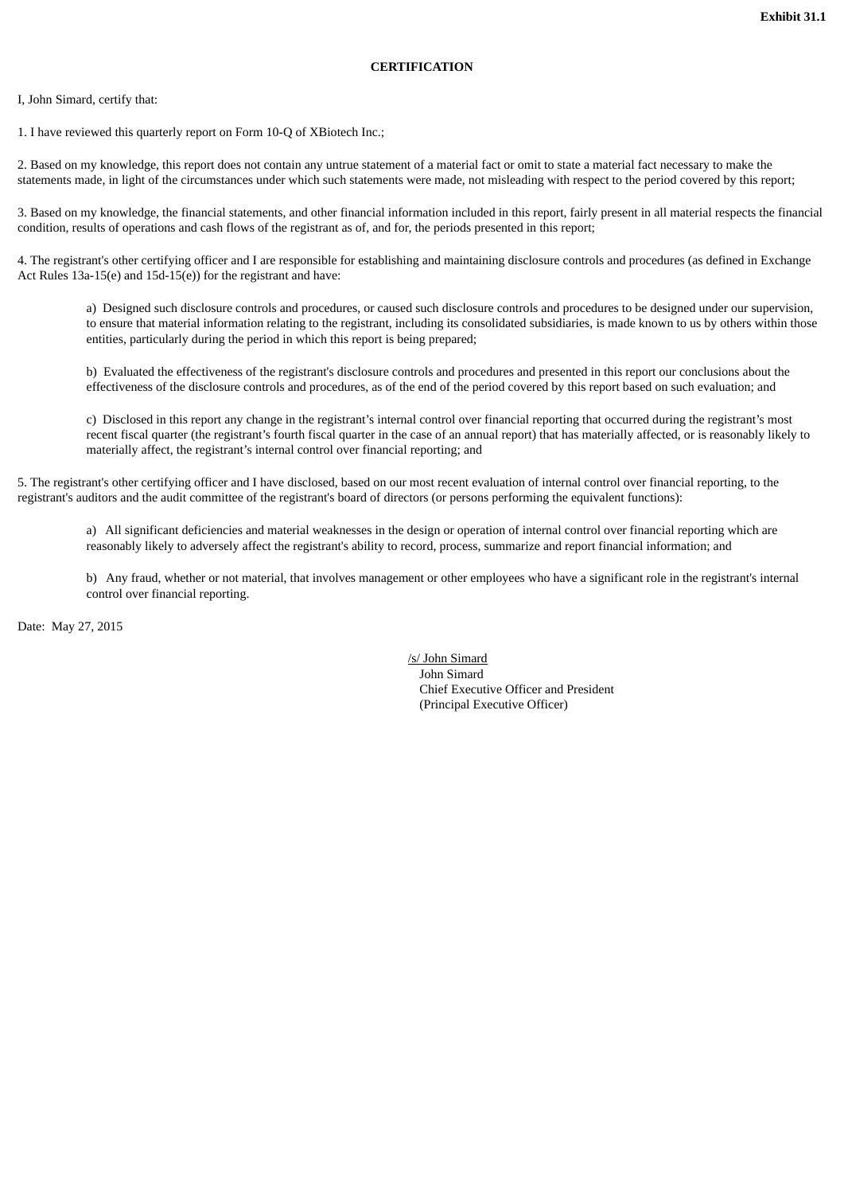**Exhibit 31.1**

**CERTIFICATION**

I, John Simard, certify that:

1. I have reviewed this quarterly report on Form 10-Q of XBiotech Inc.;

2. Based on my knowledge, this report does not contain any untrue statement of a material fact or omit to state a material fact necessary to make the statements made, in light of the circumstances under which such statements were made, not misleading with respect to the period covered by this report;

3. Based on my knowledge, the financial statements, and other financial information included in this report, fairly present in all material respects the financial condition, results of operations and cash flows of the registrant as of, and for, the periods presented in this report;

4. The registrant's other certifying officer and I are responsible for establishing and maintaining disclosure controls and procedures (as defined in Exchange Act Rules 13a-15(e) and 15d-15(e)) for the registrant and have:

   a) Designed such disclosure controls and procedures, or caused such disclosure controls and procedures to be designed under our supervision, to ensure that material information relating to the registrant, including its consolidated subsidiaries, is made known to us by others within those entities, particularly during the period in which this report is being prepared;

   b) Evaluated the effectiveness of the registrant's disclosure controls and procedures and presented in this report our conclusions about the effectiveness of the disclosure controls and procedures, as of the end of the period covered by this report based on such evaluation; and

   c) Disclosed in this report any change in the registrant’s internal control over financial reporting that occurred during the registrant’s most recent fiscal quarter (the registrant’s fourth fiscal quarter in the case of an annual report) that has materially affected, or is reasonably likely to materially affect, the registrant’s internal control over financial reporting; and

5. The registrant's other certifying officer and I have disclosed, based on our most recent evaluation of internal control over financial reporting, to the registrant's auditors and the audit committee of the registrant's board of directors (or persons performing the equivalent functions):

   a) All significant deficiencies and material weaknesses in the design or operation of internal control over financial reporting which are reasonably likely to adversely affect the registrant's ability to record, process, summarize and report financial information; and

   b) Any fraud, whether or not material, that involves management or other employees who have a significant role in the registrant's internal control over financial reporting.

Date: May 27, 2015

/s/ John Simard
John Simard
Chief Executive Officer and President
(Principal Executive Officer)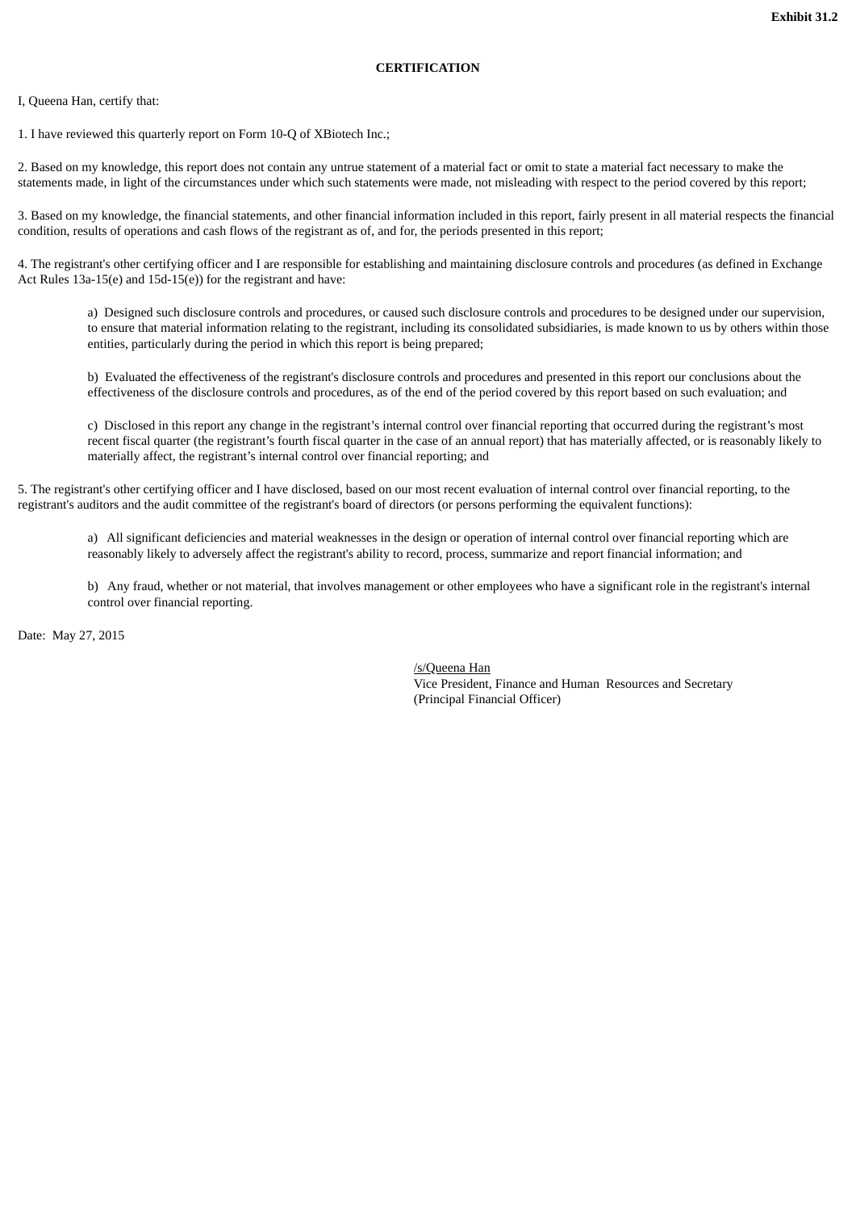**Exhibit 31.2**

**CERTIFICATION**

I, Queena Han, certify that:

1. I have reviewed this quarterly report on Form 10-Q of XBiotech Inc.;

2. Based on my knowledge, this report does not contain any untrue statement of a material fact or omit to state a material fact necessary to make the statements made, in light of the circumstances under which such statements were made, not misleading with respect to the period covered by this report;

3. Based on my knowledge, the financial statements, and other financial information included in this report, fairly present in all material respects the financial condition, results of operations and cash flows of the registrant as of, and for, the periods presented in this report;

4. The registrant's other certifying officer and I are responsible for establishing and maintaining disclosure controls and procedures (as defined in Exchange Act Rules 13a-15(e) and 15d-15(e)) for the registrant and have:

> a) Designed such disclosure controls and procedures, or caused such disclosure controls and procedures to be designed under our supervision, to ensure that material information relating to the registrant, including its consolidated subsidiaries, is made known to us by others within those entities, particularly during the period in which this report is being prepared;
>
> b) Evaluated the effectiveness of the registrant's disclosure controls and procedures and presented in this report our conclusions about the effectiveness of the disclosure controls and procedures, as of the end of the period covered by this report based on such evaluation; and
>
> c) Disclosed in this report any change in the registrant's internal control over financial reporting that occurred during the registrant's most recent fiscal quarter (the registrant's fourth fiscal quarter in the case of an annual report) that has materially affected, or is reasonably likely to materially affect, the registrant's internal control over financial reporting; and

5. The registrant's other certifying officer and I have disclosed, based on our most recent evaluation of internal control over financial reporting, to the registrant's auditors and the audit committee of the registrant's board of directors (or persons performing the equivalent functions):

> a) All significant deficiencies and material weaknesses in the design or operation of internal control over financial reporting which are reasonably likely to adversely affect the registrant's ability to record, process, summarize and report financial information; and
>
> b) Any fraud, whether or not material, that involves management or other employees who have a significant role in the registrant's internal control over financial reporting.

Date: May 27, 2015

/s/Queena Han
Vice President, Finance and Human Resources and Secretary
(Principal Financial Officer)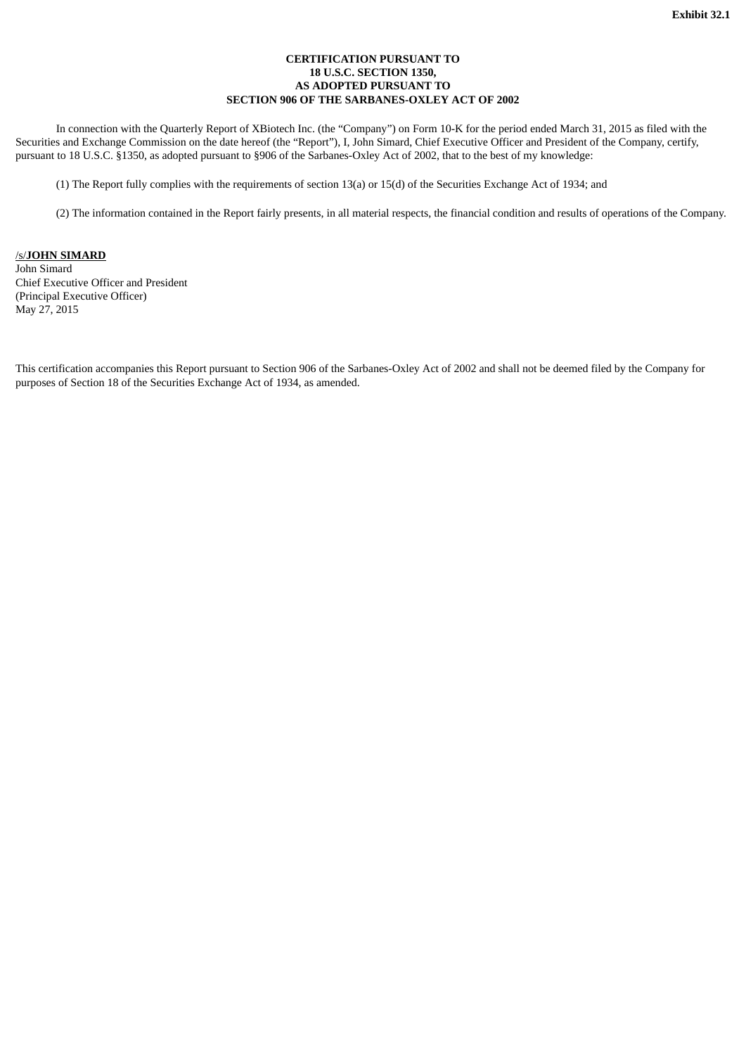**Exhibit 32.1**

**CERTIFICATION PURSUANT TO**
**18 U.S.C. SECTION 1350,**
**AS ADOPTED PURSUANT TO**
**SECTION 906 OF THE SARBANES-OXLEY ACT OF 2002**

In connection with the Quarterly Report of XBiotech Inc. (the "Company") on Form 10-K for the period ended March 31, 2015 as filed with the Securities and Exchange Commission on the date hereof (the "Report"), I, John Simard, Chief Executive Officer and President of the Company, certify, pursuant to 18 U.S.C. §1350, as adopted pursuant to §906 of the Sarbanes-Oxley Act of 2002, that to the best of my knowledge:

(1) The Report fully complies with the requirements of section 13(a) or 15(d) of the Securities Exchange Act of 1934; and

(2) The information contained in the Report fairly presents, in all material respects, the financial condition and results of operations of the Company.

/s/**JOHN SIMARD**
John Simard
Chief Executive Officer and President
(Principal Executive Officer)
May 27, 2015

This certification accompanies this Report pursuant to Section 906 of the Sarbanes-Oxley Act of 2002 and shall not be deemed filed by the Company for purposes of Section 18 of the Securities Exchange Act of 1934, as amended.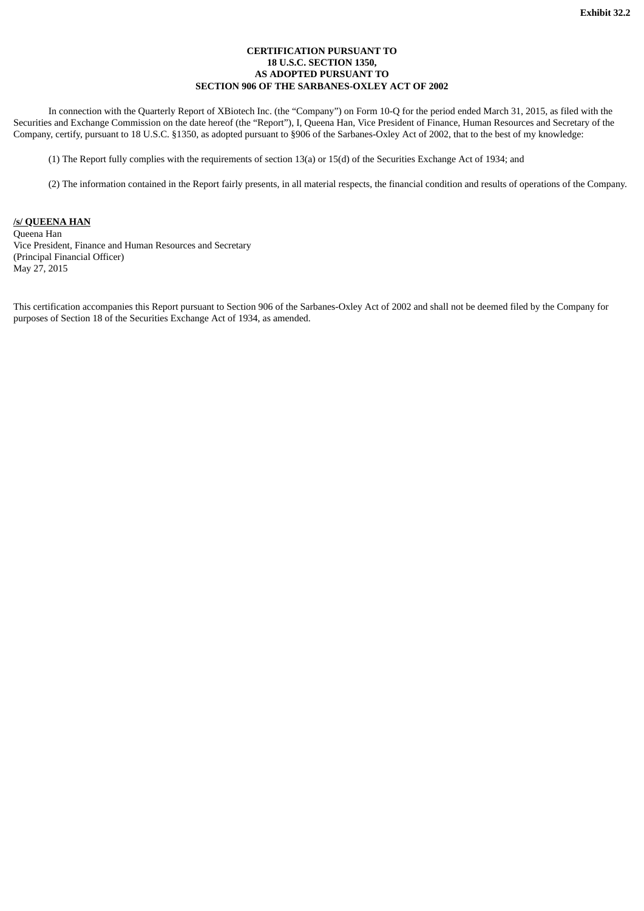**Exhibit 32.2**

**CERTIFICATION PURSUANT TO**
**18 U.S.C. SECTION 1350,**
**AS ADOPTED PURSUANT TO**
**SECTION 906 OF THE SARBANES-OXLEY ACT OF 2002**

In connection with the Quarterly Report of XBiotech Inc. (the "Company") on Form 10-Q for the period ended March 31, 2015, as filed with the Securities and Exchange Commission on the date hereof (the "Report"), I, Queena Han, Vice President of Finance, Human Resources and Secretary of the Company, certify, pursuant to 18 U.S.C. §1350, as adopted pursuant to §906 of the Sarbanes-Oxley Act of 2002, that to the best of my knowledge:

(1) The Report fully complies with the requirements of section 13(a) or 15(d) of the Securities Exchange Act of 1934; and

(2) The information contained in the Report fairly presents, in all material respects, the financial condition and results of operations of the Company.

**/s/ QUEENA HAN**
Queena Han
Vice President, Finance and Human Resources and Secretary
(Principal Financial Officer)
May 27, 2015

This certification accompanies this Report pursuant to Section 906 of the Sarbanes-Oxley Act of 2002 and shall not be deemed filed by the Company for purposes of Section 18 of the Securities Exchange Act of 1934, as amended.